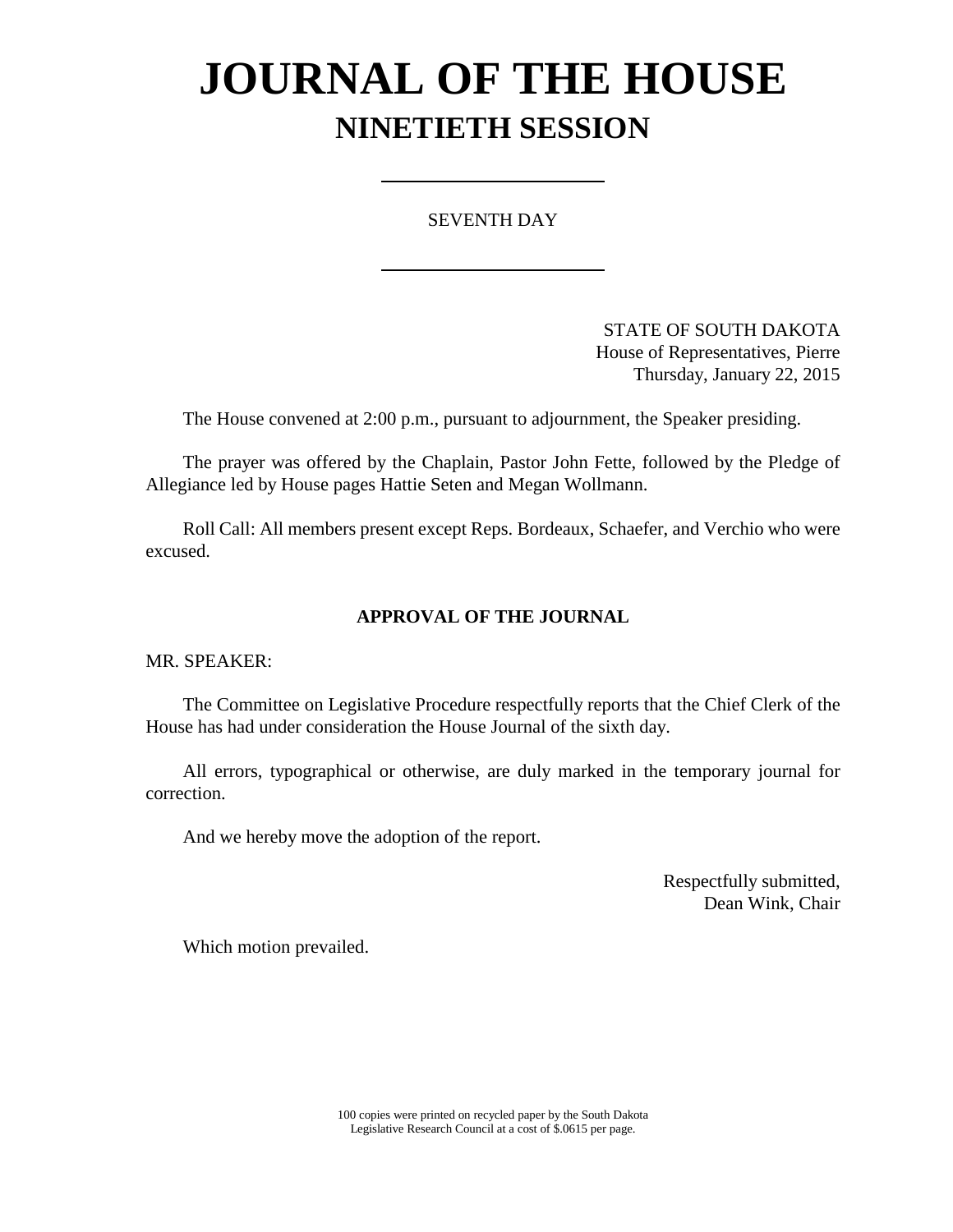# JOURNAL OF THE HOUSE

## NINETIETH SESSION

---

SEVENTH DAY

---

STATE OF SOUTH DAKOTA
House of Representatives, Pierre
Thursday, January 22, 2015

The House convened at 2:00 p.m., pursuant to adjournment, the Speaker presiding.

The prayer was offered by the Chaplain, Pastor John Fette, followed by the Pledge of Allegiance led by House pages Hattie Seten and Megan Wollmann.

Roll Call: All members present except Reps. Bordeaux, Schaefer, and Verchio who were excused.

### APPROVAL OF THE JOURNAL

MR. SPEAKER:

The Committee on Legislative Procedure respectfully reports that the Chief Clerk of the House has had under consideration the House Journal of the sixth day.

All errors, typographical or otherwise, are duly marked in the temporary journal for correction.

And we hereby move the adoption of the report.

Respectfully submitted,
Dean Wink, Chair

Which motion prevailed.

100 copies were printed on recycled paper by the South Dakota Legislative Research Council at a cost of $.0615 per page.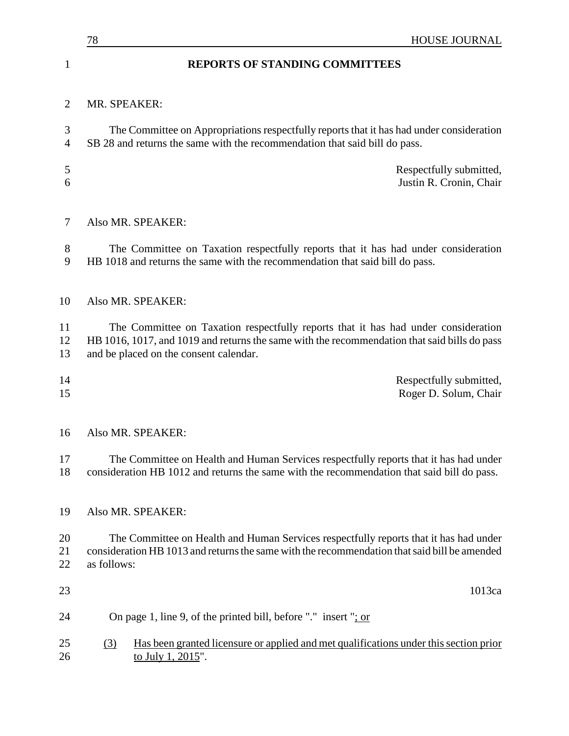## REPORTS OF STANDING COMMITTEES

MR. SPEAKER:

The Committee on Appropriations respectfully reports that it has had under consideration SB 28 and returns the same with the recommendation that said bill do pass.

Respectfully submitted,
Justin R. Cronin, Chair

Also MR. SPEAKER:

The Committee on Taxation respectfully reports that it has had under consideration HB 1018 and returns the same with the recommendation that said bill do pass.

Also MR. SPEAKER:

The Committee on Taxation respectfully reports that it has had under consideration HB 1016, 1017, and 1019 and returns the same with the recommendation that said bills do pass and be placed on the consent calendar.

Respectfully submitted,
Roger D. Solum, Chair

Also MR. SPEAKER:

The Committee on Health and Human Services respectfully reports that it has had under consideration HB 1012 and returns the same with the recommendation that said bill do pass.

Also MR. SPEAKER:

The Committee on Health and Human Services respectfully reports that it has had under consideration HB 1013 and returns the same with the recommendation that said bill be amended as follows:

1013ca

On page 1, line 9, of the printed bill, before "." insert "<u>; or</u>

<u>(3)</u> <u>Has been granted licensure or applied and met qualifications under this section prior to July 1, 2015</u>".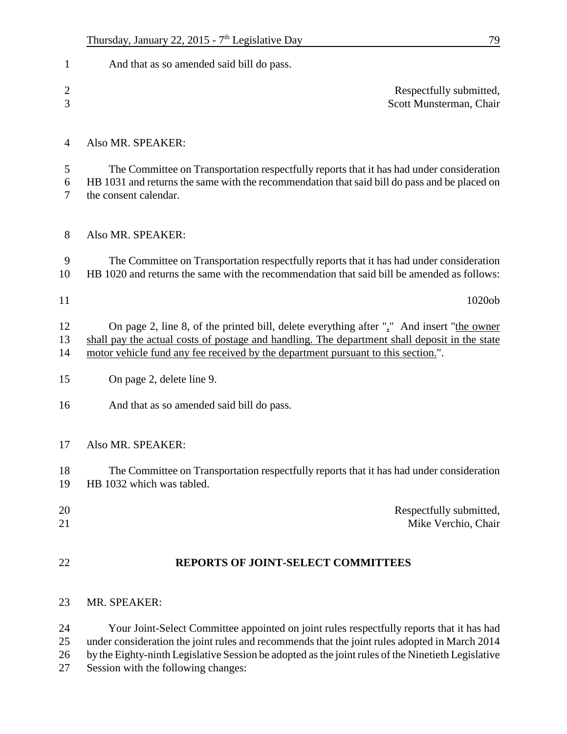And that as so amended said bill do pass.

Respectfully submitted,
Scott Munsterman, Chair

Also MR. SPEAKER:

The Committee on Transportation respectfully reports that it has had under consideration HB 1031 and returns the same with the recommendation that said bill do pass and be placed on the consent calendar.

Also MR. SPEAKER:

The Committee on Transportation respectfully reports that it has had under consideration HB 1020 and returns the same with the recommendation that said bill be amended as follows:

1020ob

On page 2, line 8, of the printed bill, delete everything after "," And insert "<u>the owner shall pay the actual costs of postage and handling. The department shall deposit in the state motor vehicle fund any fee received by the department pursuant to this section.</u>".

On page 2, delete line 9.

And that as so amended said bill do pass.

Also MR. SPEAKER:

The Committee on Transportation respectfully reports that it has had under consideration HB 1032 which was tabled.

Respectfully submitted,
Mike Verchio, Chair

## REPORTS OF JOINT-SELECT COMMITTEES

MR. SPEAKER:

Your Joint-Select Committee appointed on joint rules respectfully reports that it has had under consideration the joint rules and recommends that the joint rules adopted in March 2014 by the Eighty-ninth Legislative Session be adopted as the joint rules of the Ninetieth Legislative Session with the following changes: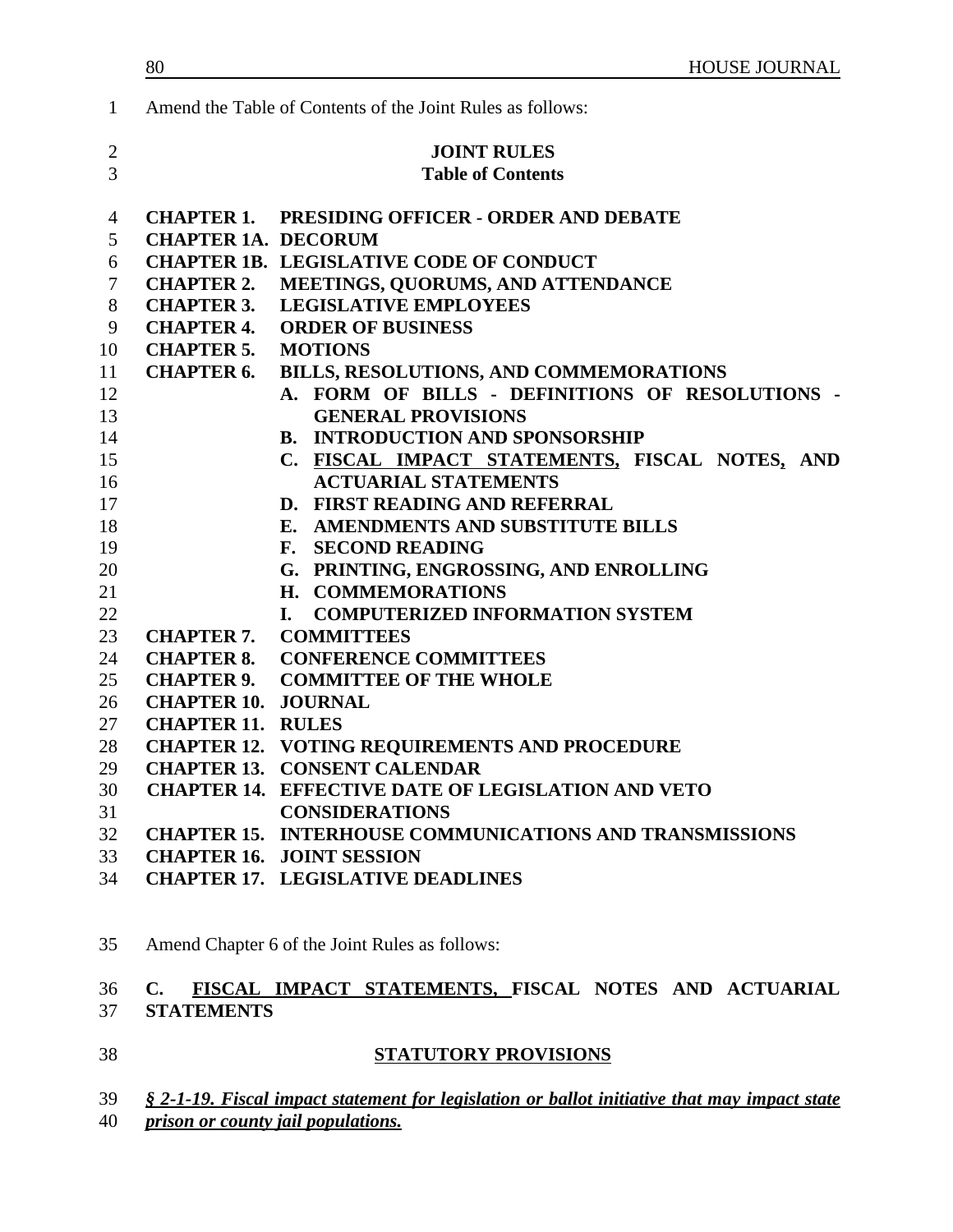Amend the Table of Contents of the Joint Rules as follows:

**JOINT RULES**
**Table of Contents**

**CHAPTER 1. PRESIDING OFFICER - ORDER AND DEBATE**
**CHAPTER 1A. DECORUM**
**CHAPTER 1B. LEGISLATIVE CODE OF CONDUCT**
**CHAPTER 2. MEETINGS, QUORUMS, AND ATTENDANCE**
**CHAPTER 3. LEGISLATIVE EMPLOYEES**
**CHAPTER 4. ORDER OF BUSINESS**
**CHAPTER 5. MOTIONS**
**CHAPTER 6. BILLS, RESOLUTIONS, AND COMMEMORATIONS**
**A. FORM OF BILLS - DEFINITIONS OF RESOLUTIONS - GENERAL PROVISIONS**
**B. INTRODUCTION AND SPONSORSHIP**
**C. <u>FISCAL IMPACT STATEMENTS,</u> FISCAL NOTES<u>,</u> AND ACTUARIAL STATEMENTS**
**D. FIRST READING AND REFERRAL**
**E. AMENDMENTS AND SUBSTITUTE BILLS**
**F. SECOND READING**
**G. PRINTING, ENGROSSING, AND ENROLLING**
**H. COMMEMORATIONS**
**I. COMPUTERIZED INFORMATION SYSTEM**
**CHAPTER 7. COMMITTEES**
**CHAPTER 8. CONFERENCE COMMITTEES**
**CHAPTER 9. COMMITTEE OF THE WHOLE**
**CHAPTER 10. JOURNAL**
**CHAPTER 11. RULES**
**CHAPTER 12. VOTING REQUIREMENTS AND PROCEDURE**
**CHAPTER 13. CONSENT CALENDAR**
**CHAPTER 14. EFFECTIVE DATE OF LEGISLATION AND VETO CONSIDERATIONS**
**CHAPTER 15. INTERHOUSE COMMUNICATIONS AND TRANSMISSIONS**
**CHAPTER 16. JOINT SESSION**
**CHAPTER 17. LEGISLATIVE DEADLINES**

Amend Chapter 6 of the Joint Rules as follows:

**C. <u>FISCAL IMPACT STATEMENTS,</u> FISCAL NOTES AND ACTUARIAL STATEMENTS**

**<u>STATUTORY PROVISIONS</u>**

***<u>§ 2-1-19. Fiscal impact statement for legislation or ballot initiative that may impact state prison or county jail populations.</u>***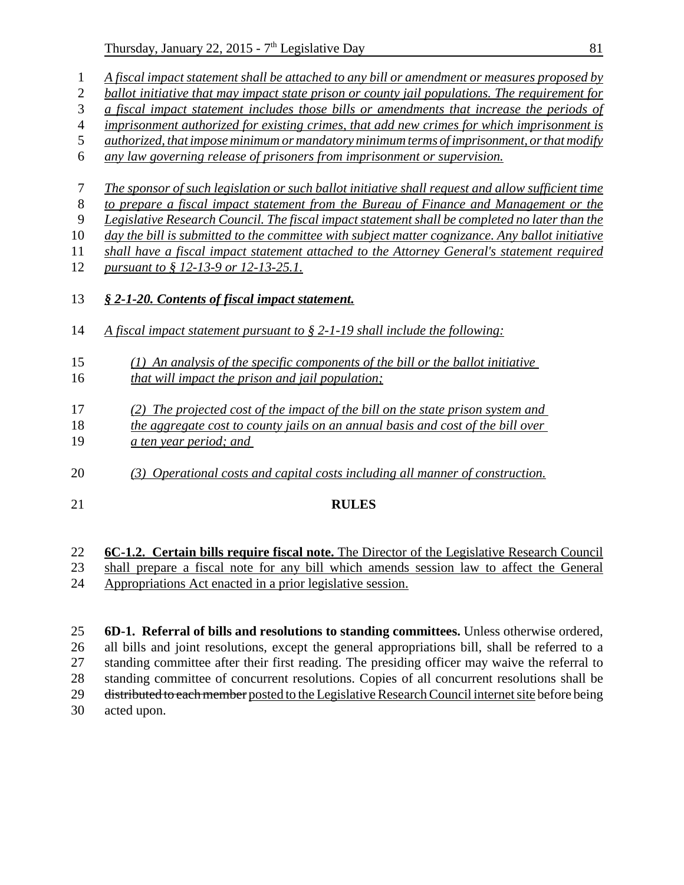*A fiscal impact statement shall be attached to any bill or amendment or measures proposed by ballot initiative that may impact state prison or county jail populations. The requirement for a fiscal impact statement includes those bills or amendments that increase the periods of imprisonment authorized for existing crimes, that add new crimes for which imprisonment is authorized, that impose minimum or mandatory minimum terms of imprisonment, or that modify any law governing release of prisoners from imprisonment or supervision.*

*The sponsor of such legislation or such ballot initiative shall request and allow sufficient time to prepare a fiscal impact statement from the Bureau of Finance and Management or the Legislative Research Council. The fiscal impact statement shall be completed no later than the day the bill is submitted to the committee with subject matter cognizance. Any ballot initiative shall have a fiscal impact statement attached to the Attorney General's statement required pursuant to § 12-13-9 or 12-13-25.1.*

***§ 2-1-20. Contents of fiscal impact statement.***

*A fiscal impact statement pursuant to § 2-1-19 shall include the following:*

*(1) An analysis of the specific components of the bill or the ballot initiative that will impact the prison and jail population;*

*(2) The projected cost of the impact of the bill on the state prison system and the aggregate cost to county jails on an annual basis and cost of the bill over a ten year period; and*

*(3) Operational costs and capital costs including all manner of construction.*

## RULES

**6C-1.2. Certain bills require fiscal note.** The Director of the Legislative Research Council shall prepare a fiscal note for any bill which amends session law to affect the General Appropriations Act enacted in a prior legislative session.

**6D-1. Referral of bills and resolutions to standing committees.** Unless otherwise ordered, all bills and joint resolutions, except the general appropriations bill, shall be referred to a standing committee after their first reading. The presiding officer may waive the referral to standing committee of concurrent resolutions. Copies of all concurrent resolutions shall be ~~distributed to each member~~ posted to the Legislative Research Council internet site before being acted upon.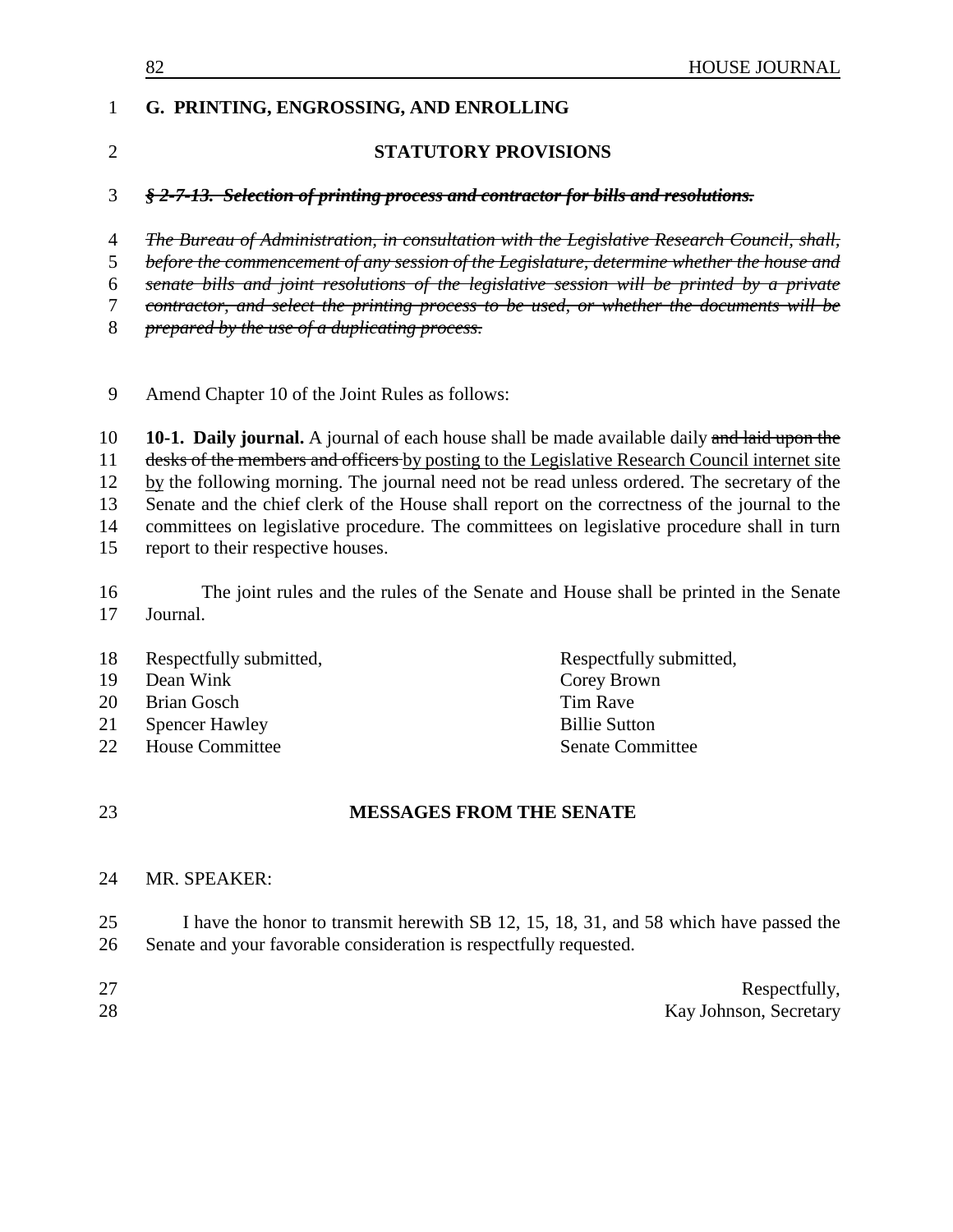## G. PRINTING, ENGROSSING, AND ENROLLING

### STATUTORY PROVISIONS

~~***§ 2-7-13. Selection of printing process and contractor for bills and resolutions.***~~

~~*The Bureau of Administration, in consultation with the Legislative Research Council, shall, before the commencement of any session of the Legislature, determine whether the house and senate bills and joint resolutions of the legislative session will be printed by a private contractor, and select the printing process to be used, or whether the documents will be prepared by the use of a duplicating process.*~~

Amend Chapter 10 of the Joint Rules as follows:

**10-1. Daily journal.** A journal of each house shall be made available daily ~~and laid upon the desks of the members and officers~~ <u>by posting to the Legislative Research Council internet site by</u> the following morning. The journal need not be read unless ordered. The secretary of the Senate and the chief clerk of the House shall report on the correctness of the journal to the committees on legislative procedure. The committees on legislative procedure shall in turn report to their respective houses.

The joint rules and the rules of the Senate and House shall be printed in the Senate Journal.

Respectfully submitted,
Dean Wink
Brian Gosch
Spencer Hawley
House Committee

Respectfully submitted,
Corey Brown
Tim Rave
Billie Sutton
Senate Committee

### MESSAGES FROM THE SENATE

MR. SPEAKER:

I have the honor to transmit herewith SB 12, 15, 18, 31, and 58 which have passed the Senate and your favorable consideration is respectfully requested.

Respectfully,
Kay Johnson, Secretary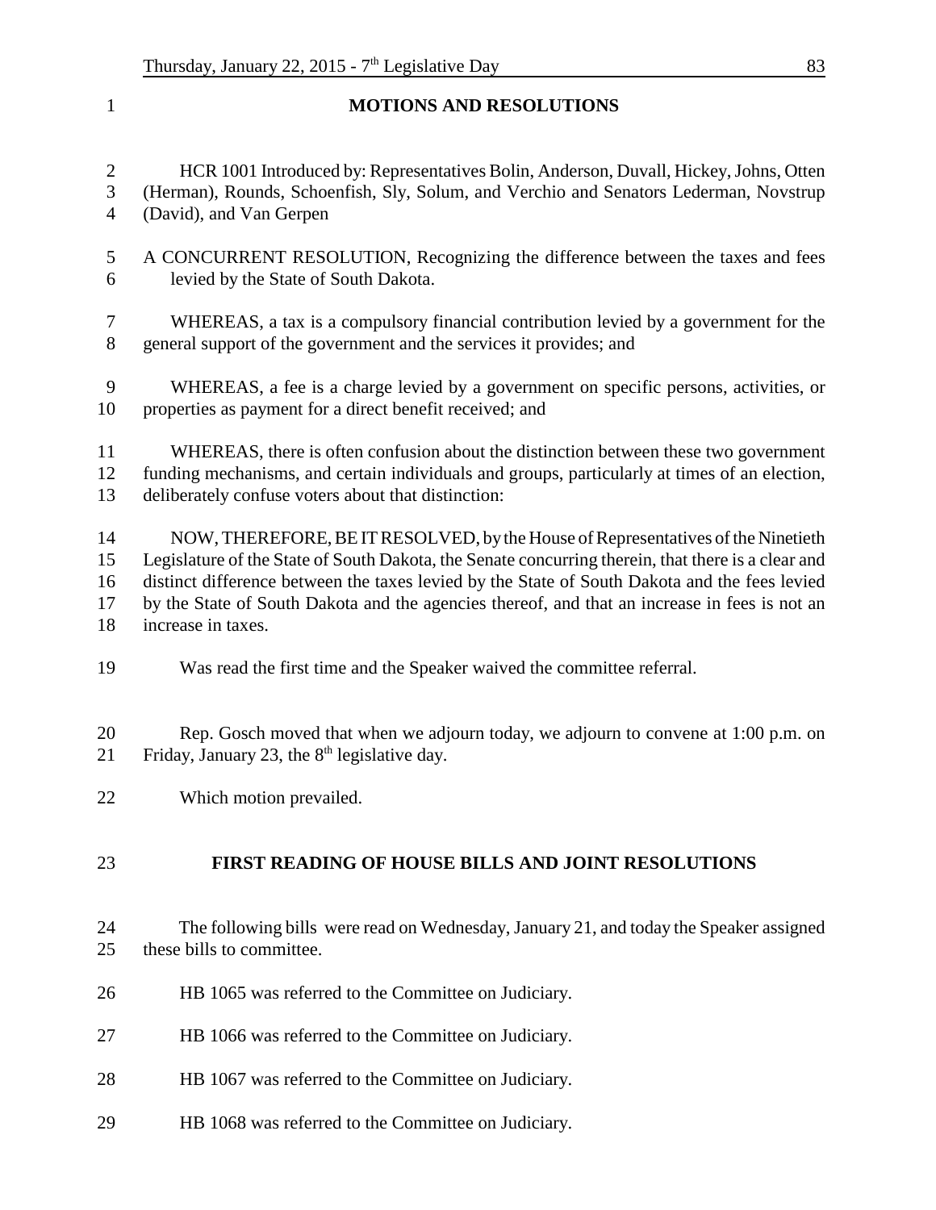## MOTIONS AND RESOLUTIONS

HCR 1001 Introduced by: Representatives Bolin, Anderson, Duvall, Hickey, Johns, Otten (Herman), Rounds, Schoenfish, Sly, Solum, and Verchio and Senators Lederman, Novstrup (David), and Van Gerpen

A CONCURRENT RESOLUTION, Recognizing the difference between the taxes and fees levied by the State of South Dakota.

WHEREAS, a tax is a compulsory financial contribution levied by a government for the general support of the government and the services it provides; and

WHEREAS, a fee is a charge levied by a government on specific persons, activities, or properties as payment for a direct benefit received; and

WHEREAS, there is often confusion about the distinction between these two government funding mechanisms, and certain individuals and groups, particularly at times of an election, deliberately confuse voters about that distinction:

NOW, THEREFORE, BE IT RESOLVED, by the House of Representatives of the Ninetieth Legislature of the State of South Dakota, the Senate concurring therein, that there is a clear and distinct difference between the taxes levied by the State of South Dakota and the fees levied by the State of South Dakota and the agencies thereof, and that an increase in fees is not an increase in taxes.

Was read the first time and the Speaker waived the committee referral.

Rep. Gosch moved that when we adjourn today, we adjourn to convene at 1:00 p.m. on Friday, January 23, the 8th legislative day.

Which motion prevailed.

## FIRST READING OF HOUSE BILLS AND JOINT RESOLUTIONS

The following bills were read on Wednesday, January 21, and today the Speaker assigned these bills to committee.

HB 1065 was referred to the Committee on Judiciary.

HB 1066 was referred to the Committee on Judiciary.

HB 1067 was referred to the Committee on Judiciary.

HB 1068 was referred to the Committee on Judiciary.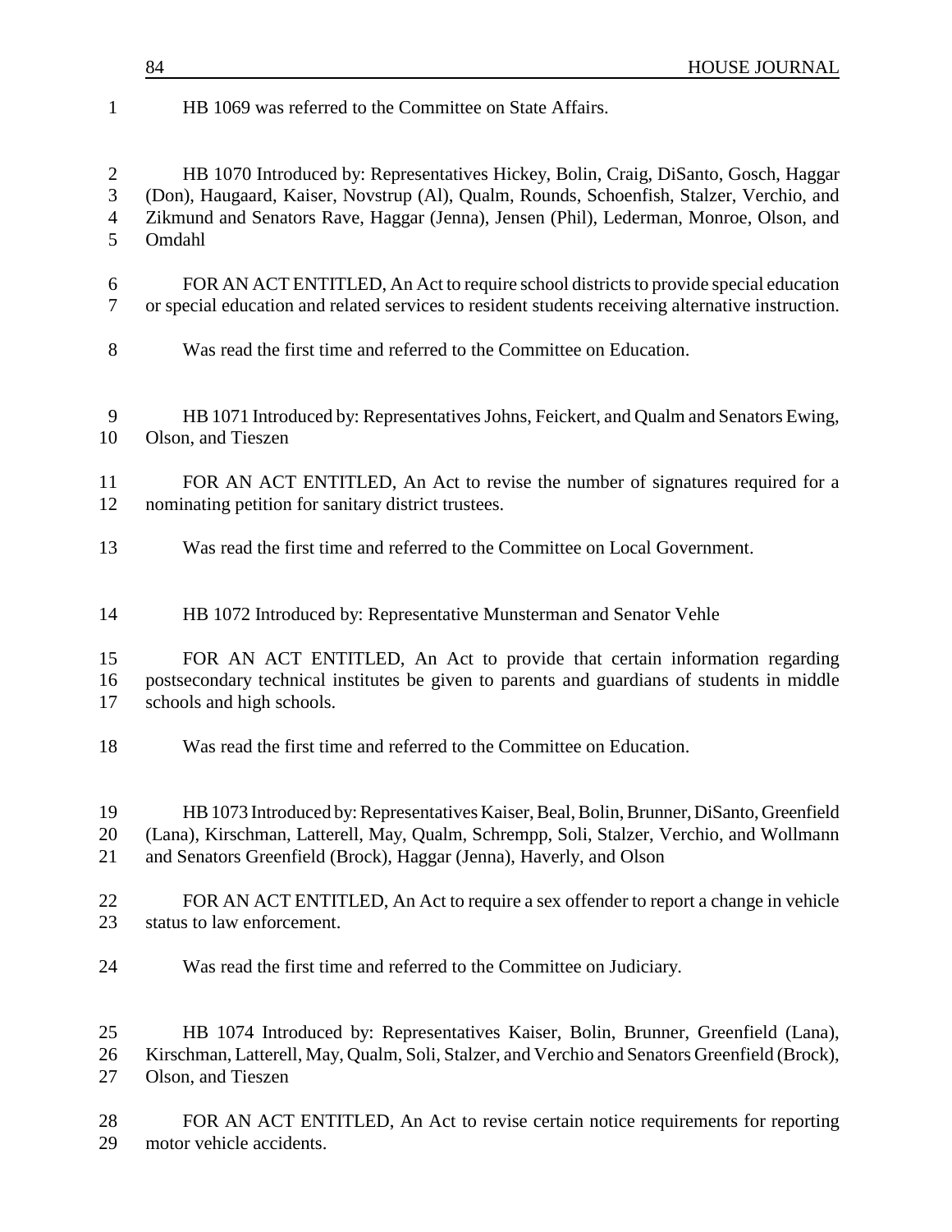HB 1069 was referred to the Committee on State Affairs.

HB 1070 Introduced by: Representatives Hickey, Bolin, Craig, DiSanto, Gosch, Haggar (Don), Haugaard, Kaiser, Novstrup (Al), Qualm, Rounds, Schoenfish, Stalzer, Verchio, and Zikmund and Senators Rave, Haggar (Jenna), Jensen (Phil), Lederman, Monroe, Olson, and Omdahl

FOR AN ACT ENTITLED, An Act to require school districts to provide special education or special education and related services to resident students receiving alternative instruction.

Was read the first time and referred to the Committee on Education.

HB 1071 Introduced by: Representatives Johns, Feickert, and Qualm and Senators Ewing, Olson, and Tieszen

FOR AN ACT ENTITLED, An Act to revise the number of signatures required for a nominating petition for sanitary district trustees.

Was read the first time and referred to the Committee on Local Government.

HB 1072 Introduced by: Representative Munsterman and Senator Vehle

FOR AN ACT ENTITLED, An Act to provide that certain information regarding postsecondary technical institutes be given to parents and guardians of students in middle schools and high schools.

Was read the first time and referred to the Committee on Education.

HB 1073 Introduced by: Representatives Kaiser, Beal, Bolin, Brunner, DiSanto, Greenfield (Lana), Kirschman, Latterell, May, Qualm, Schrempp, Soli, Stalzer, Verchio, and Wollmann and Senators Greenfield (Brock), Haggar (Jenna), Haverly, and Olson

FOR AN ACT ENTITLED, An Act to require a sex offender to report a change in vehicle status to law enforcement.

Was read the first time and referred to the Committee on Judiciary.

HB 1074 Introduced by: Representatives Kaiser, Bolin, Brunner, Greenfield (Lana), Kirschman, Latterell, May, Qualm, Soli, Stalzer, and Verchio and Senators Greenfield (Brock), Olson, and Tieszen

FOR AN ACT ENTITLED, An Act to revise certain notice requirements for reporting motor vehicle accidents.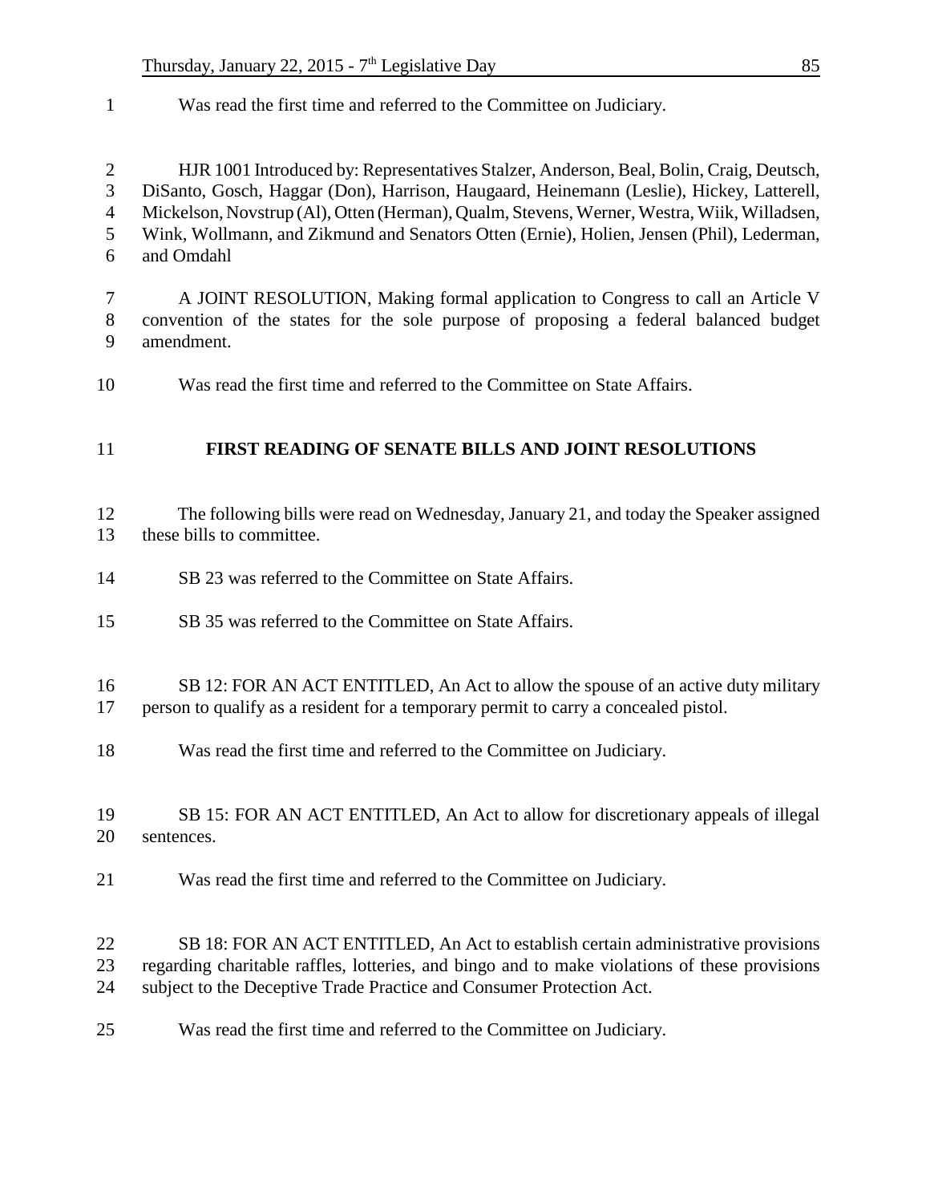Was read the first time and referred to the Committee on Judiciary.

HJR 1001 Introduced by: Representatives Stalzer, Anderson, Beal, Bolin, Craig, Deutsch, DiSanto, Gosch, Haggar (Don), Harrison, Haugaard, Heinemann (Leslie), Hickey, Latterell, Mickelson, Novstrup (Al), Otten (Herman), Qualm, Stevens, Werner, Westra, Wiik, Willadsen, Wink, Wollmann, and Zikmund and Senators Otten (Ernie), Holien, Jensen (Phil), Lederman, and Omdahl

A JOINT RESOLUTION, Making formal application to Congress to call an Article V convention of the states for the sole purpose of proposing a federal balanced budget amendment.

Was read the first time and referred to the Committee on State Affairs.

## FIRST READING OF SENATE BILLS AND JOINT RESOLUTIONS

The following bills were read on Wednesday, January 21, and today the Speaker assigned these bills to committee.

SB 23 was referred to the Committee on State Affairs.

SB 35 was referred to the Committee on State Affairs.

SB 12: FOR AN ACT ENTITLED, An Act to allow the spouse of an active duty military person to qualify as a resident for a temporary permit to carry a concealed pistol.

Was read the first time and referred to the Committee on Judiciary.

SB 15: FOR AN ACT ENTITLED, An Act to allow for discretionary appeals of illegal sentences.

Was read the first time and referred to the Committee on Judiciary.

SB 18: FOR AN ACT ENTITLED, An Act to establish certain administrative provisions regarding charitable raffles, lotteries, and bingo and to make violations of these provisions subject to the Deceptive Trade Practice and Consumer Protection Act.

Was read the first time and referred to the Committee on Judiciary.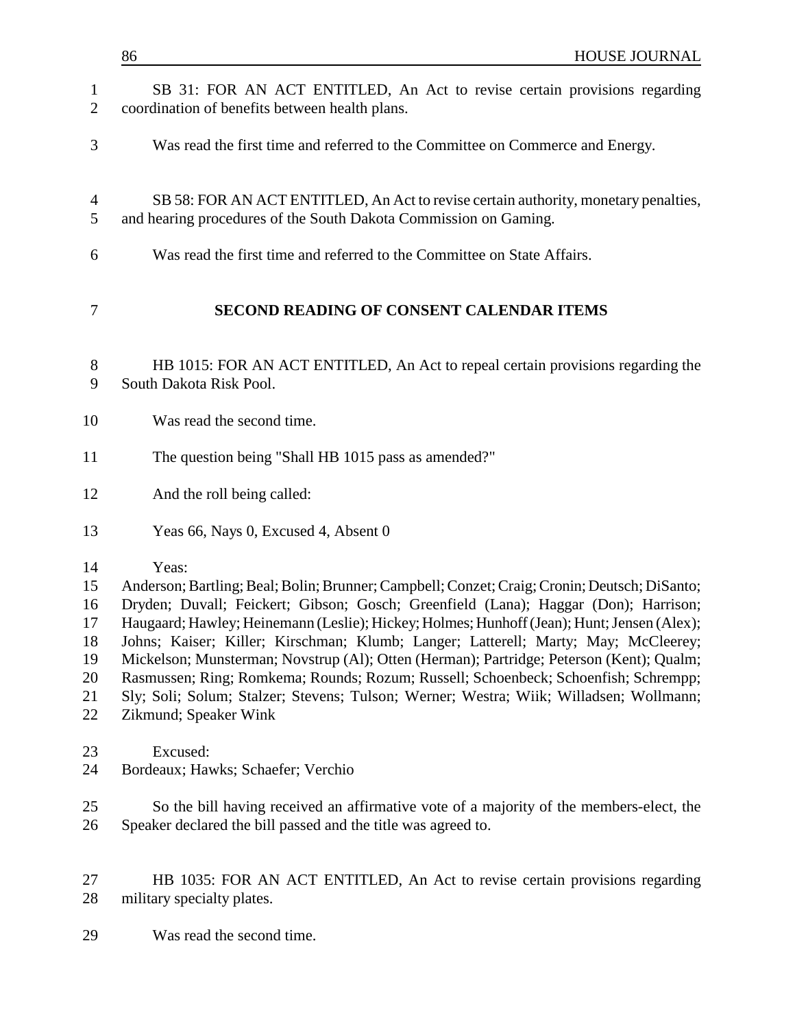SB 31: FOR AN ACT ENTITLED, An Act to revise certain provisions regarding coordination of benefits between health plans.

Was read the first time and referred to the Committee on Commerce and Energy.

SB 58: FOR AN ACT ENTITLED, An Act to revise certain authority, monetary penalties, and hearing procedures of the South Dakota Commission on Gaming.

Was read the first time and referred to the Committee on State Affairs.

## SECOND READING OF CONSENT CALENDAR ITEMS

HB 1015: FOR AN ACT ENTITLED, An Act to repeal certain provisions regarding the South Dakota Risk Pool.

Was read the second time.

The question being "Shall HB 1015 pass as amended?"

And the roll being called:

Yeas 66, Nays 0, Excused 4, Absent 0

Yeas:
Anderson; Bartling; Beal; Bolin; Brunner; Campbell; Conzet; Craig; Cronin; Deutsch; DiSanto; Dryden; Duvall; Feickert; Gibson; Gosch; Greenfield (Lana); Haggar (Don); Harrison; Haugaard; Hawley; Heinemann (Leslie); Hickey; Holmes; Hunhoff (Jean); Hunt; Jensen (Alex); Johns; Kaiser; Killer; Kirschman; Klumb; Langer; Latterell; Marty; May; McCleerey; Mickelson; Munsterman; Novstrup (Al); Otten (Herman); Partridge; Peterson (Kent); Qualm; Rasmussen; Ring; Romkema; Rounds; Rozum; Russell; Schoenbeck; Schoenfish; Schrempp; Sly; Soli; Solum; Stalzer; Stevens; Tulson; Werner; Westra; Wiik; Willadsen; Wollmann; Zikmund; Speaker Wink

Excused:
Bordeaux; Hawks; Schaefer; Verchio

So the bill having received an affirmative vote of a majority of the members-elect, the Speaker declared the bill passed and the title was agreed to.

HB 1035: FOR AN ACT ENTITLED, An Act to revise certain provisions regarding military specialty plates.

Was read the second time.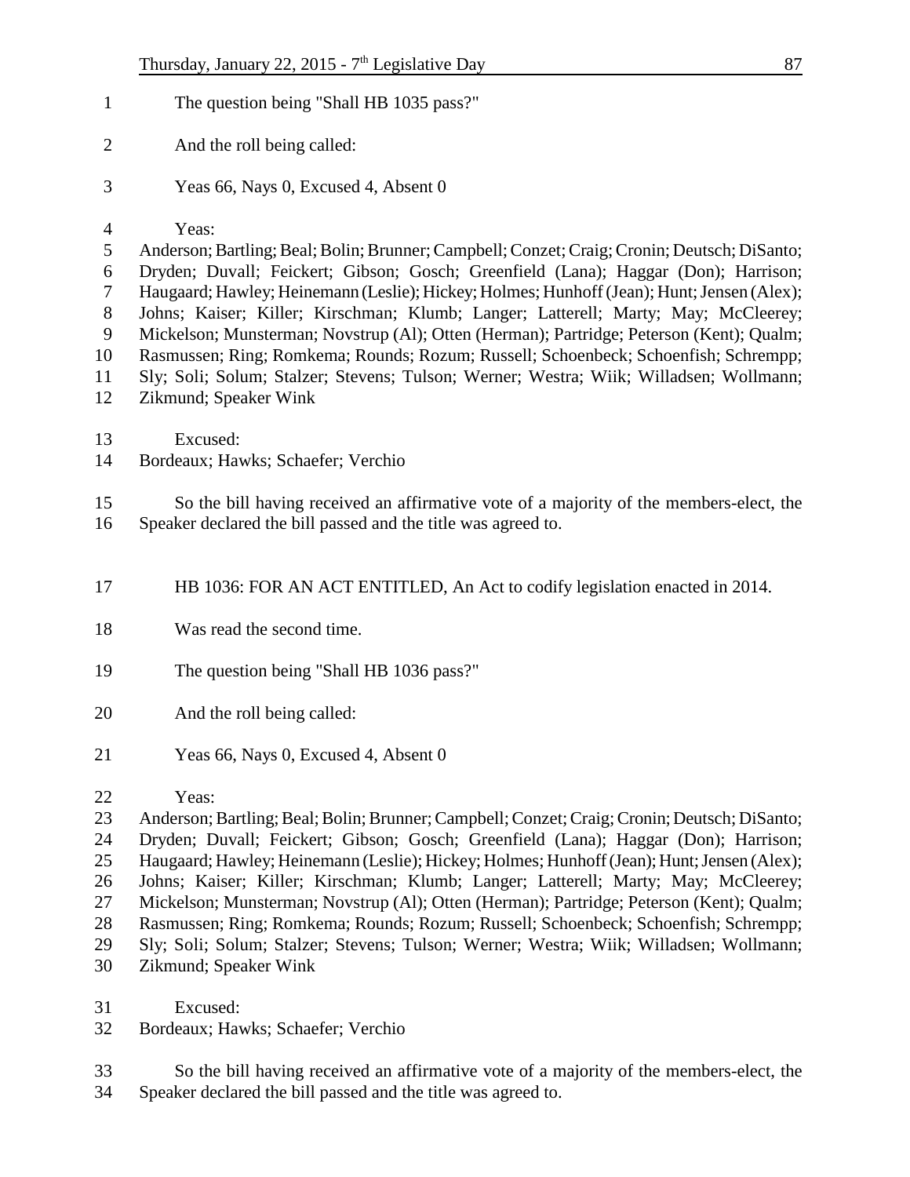The question being "Shall HB 1035 pass?"

And the roll being called:

Yeas 66, Nays 0, Excused 4, Absent 0

Yeas:
Anderson; Bartling; Beal; Bolin; Brunner; Campbell; Conzet; Craig; Cronin; Deutsch; DiSanto; Dryden; Duvall; Feickert; Gibson; Gosch; Greenfield (Lana); Haggar (Don); Harrison; Haugaard; Hawley; Heinemann (Leslie); Hickey; Holmes; Hunhoff (Jean); Hunt; Jensen (Alex); Johns; Kaiser; Killer; Kirschman; Klumb; Langer; Latterell; Marty; May; McCleerey; Mickelson; Munsterman; Novstrup (Al); Otten (Herman); Partridge; Peterson (Kent); Qualm; Rasmussen; Ring; Romkema; Rounds; Rozum; Russell; Schoenbeck; Schoenfish; Schrempp; Sly; Soli; Solum; Stalzer; Stevens; Tulson; Werner; Westra; Wiik; Willadsen; Wollmann; Zikmund; Speaker Wink

Excused:
Bordeaux; Hawks; Schaefer; Verchio

So the bill having received an affirmative vote of a majority of the members-elect, the Speaker declared the bill passed and the title was agreed to.

HB 1036: FOR AN ACT ENTITLED, An Act to codify legislation enacted in 2014.

Was read the second time.

The question being "Shall HB 1036 pass?"

And the roll being called:

Yeas 66, Nays 0, Excused 4, Absent 0

Yeas:
Anderson; Bartling; Beal; Bolin; Brunner; Campbell; Conzet; Craig; Cronin; Deutsch; DiSanto; Dryden; Duvall; Feickert; Gibson; Gosch; Greenfield (Lana); Haggar (Don); Harrison; Haugaard; Hawley; Heinemann (Leslie); Hickey; Holmes; Hunhoff (Jean); Hunt; Jensen (Alex); Johns; Kaiser; Killer; Kirschman; Klumb; Langer; Latterell; Marty; May; McCleerey; Mickelson; Munsterman; Novstrup (Al); Otten (Herman); Partridge; Peterson (Kent); Qualm; Rasmussen; Ring; Romkema; Rounds; Rozum; Russell; Schoenbeck; Schoenfish; Schrempp; Sly; Soli; Solum; Stalzer; Stevens; Tulson; Werner; Westra; Wiik; Willadsen; Wollmann; Zikmund; Speaker Wink

Excused:
Bordeaux; Hawks; Schaefer; Verchio

So the bill having received an affirmative vote of a majority of the members-elect, the Speaker declared the bill passed and the title was agreed to.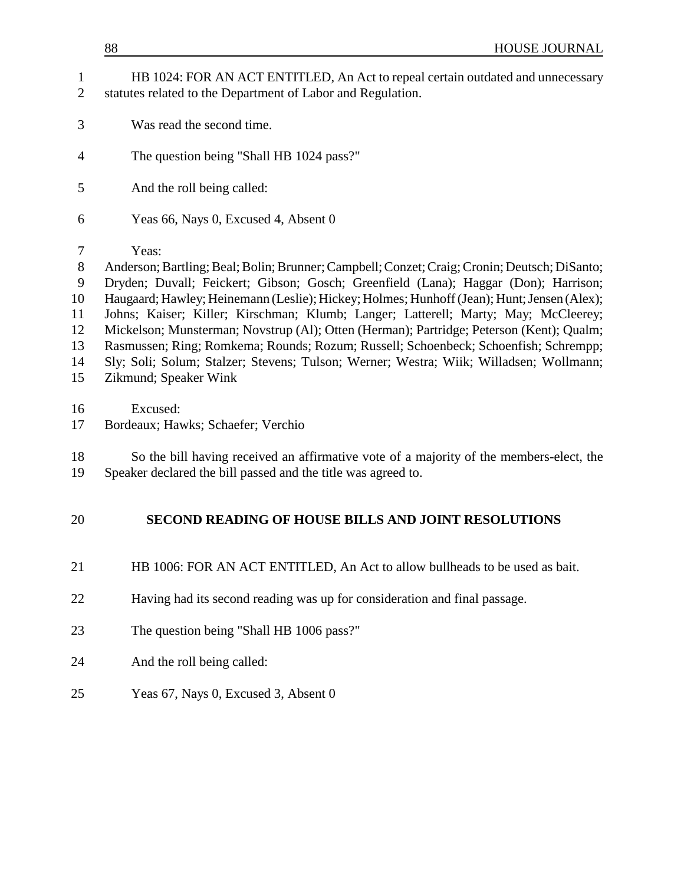HB 1024: FOR AN ACT ENTITLED, An Act to repeal certain outdated and unnecessary statutes related to the Department of Labor and Regulation.

Was read the second time.

The question being "Shall HB 1024 pass?"

And the roll being called:

Yeas 66, Nays 0, Excused 4, Absent 0

Yeas:
Anderson; Bartling; Beal; Bolin; Brunner; Campbell; Conzet; Craig; Cronin; Deutsch; DiSanto; Dryden; Duvall; Feickert; Gibson; Gosch; Greenfield (Lana); Haggar (Don); Harrison; Haugaard; Hawley; Heinemann (Leslie); Hickey; Holmes; Hunhoff (Jean); Hunt; Jensen (Alex); Johns; Kaiser; Killer; Kirschman; Klumb; Langer; Latterell; Marty; May; McCleerey; Mickelson; Munsterman; Novstrup (Al); Otten (Herman); Partridge; Peterson (Kent); Qualm; Rasmussen; Ring; Romkema; Rounds; Rozum; Russell; Schoenbeck; Schoenfish; Schrempp; Sly; Soli; Solum; Stalzer; Stevens; Tulson; Werner; Westra; Wiik; Willadsen; Wollmann; Zikmund; Speaker Wink

Excused:
Bordeaux; Hawks; Schaefer; Verchio

So the bill having received an affirmative vote of a majority of the members-elect, the Speaker declared the bill passed and the title was agreed to.

## SECOND READING OF HOUSE BILLS AND JOINT RESOLUTIONS

HB 1006: FOR AN ACT ENTITLED, An Act to allow bullheads to be used as bait.

Having had its second reading was up for consideration and final passage.

The question being "Shall HB 1006 pass?"

And the roll being called:

Yeas 67, Nays 0, Excused 3, Absent 0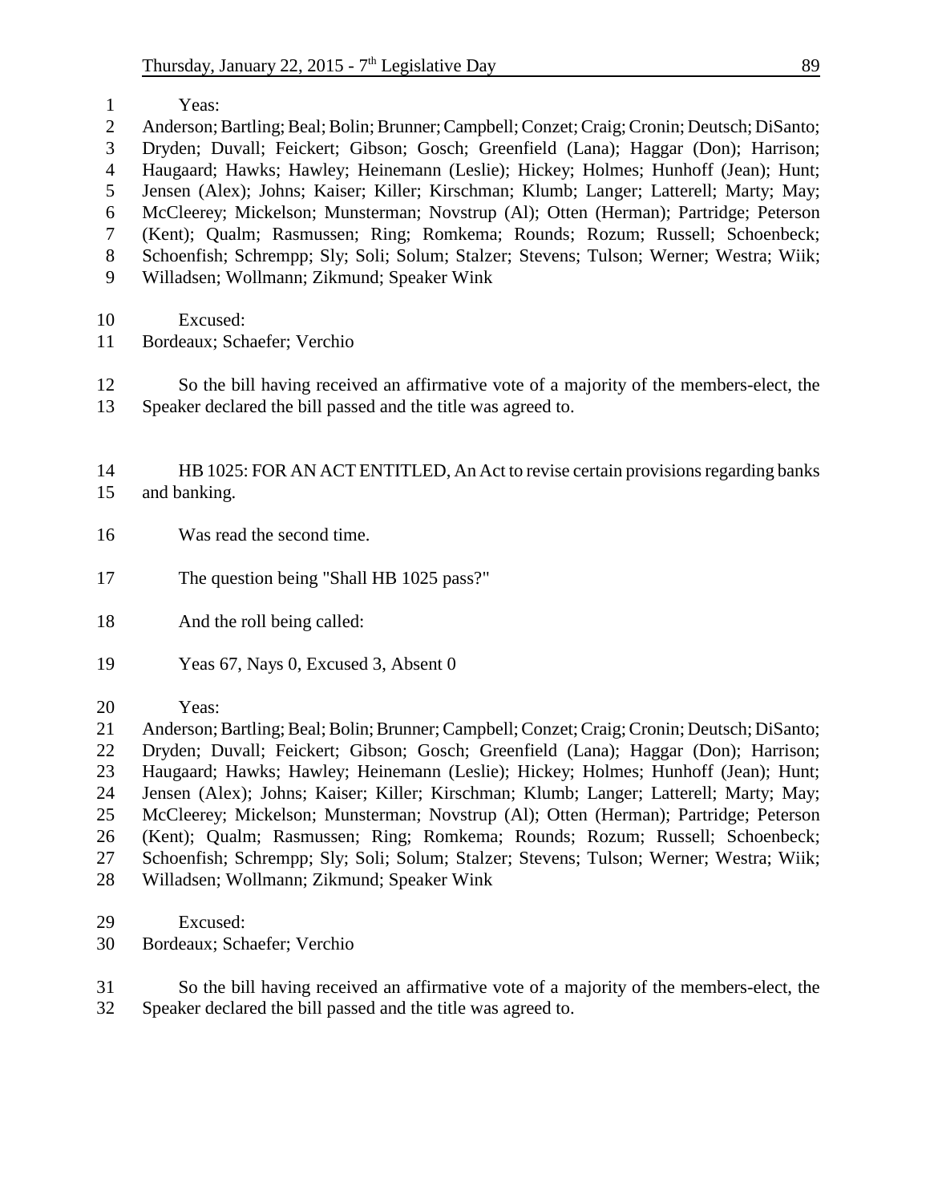Yeas:
Anderson; Bartling; Beal; Bolin; Brunner; Campbell; Conzet; Craig; Cronin; Deutsch; DiSanto; Dryden; Duvall; Feickert; Gibson; Gosch; Greenfield (Lana); Haggar (Don); Harrison; Haugaard; Hawks; Hawley; Heinemann (Leslie); Hickey; Holmes; Hunhoff (Jean); Hunt; Jensen (Alex); Johns; Kaiser; Killer; Kirschman; Klumb; Langer; Latterell; Marty; May; McCleerey; Mickelson; Munsterman; Novstrup (Al); Otten (Herman); Partridge; Peterson (Kent); Qualm; Rasmussen; Ring; Romkema; Rounds; Rozum; Russell; Schoenbeck; Schoenfish; Schrempp; Sly; Soli; Solum; Stalzer; Stevens; Tulson; Werner; Westra; Wiik; Willadsen; Wollmann; Zikmund; Speaker Wink

Excused:
Bordeaux; Schaefer; Verchio

So the bill having received an affirmative vote of a majority of the members-elect, the Speaker declared the bill passed and the title was agreed to.

HB 1025: FOR AN ACT ENTITLED, An Act to revise certain provisions regarding banks and banking.

Was read the second time.

The question being "Shall HB 1025 pass?"

And the roll being called:

Yeas 67, Nays 0, Excused 3, Absent 0

Yeas:
Anderson; Bartling; Beal; Bolin; Brunner; Campbell; Conzet; Craig; Cronin; Deutsch; DiSanto; Dryden; Duvall; Feickert; Gibson; Gosch; Greenfield (Lana); Haggar (Don); Harrison; Haugaard; Hawks; Hawley; Heinemann (Leslie); Hickey; Holmes; Hunhoff (Jean); Hunt; Jensen (Alex); Johns; Kaiser; Killer; Kirschman; Klumb; Langer; Latterell; Marty; May; McCleerey; Mickelson; Munsterman; Novstrup (Al); Otten (Herman); Partridge; Peterson (Kent); Qualm; Rasmussen; Ring; Romkema; Rounds; Rozum; Russell; Schoenbeck; Schoenfish; Schrempp; Sly; Soli; Solum; Stalzer; Stevens; Tulson; Werner; Westra; Wiik; Willadsen; Wollmann; Zikmund; Speaker Wink

Excused:
Bordeaux; Schaefer; Verchio

So the bill having received an affirmative vote of a majority of the members-elect, the Speaker declared the bill passed and the title was agreed to.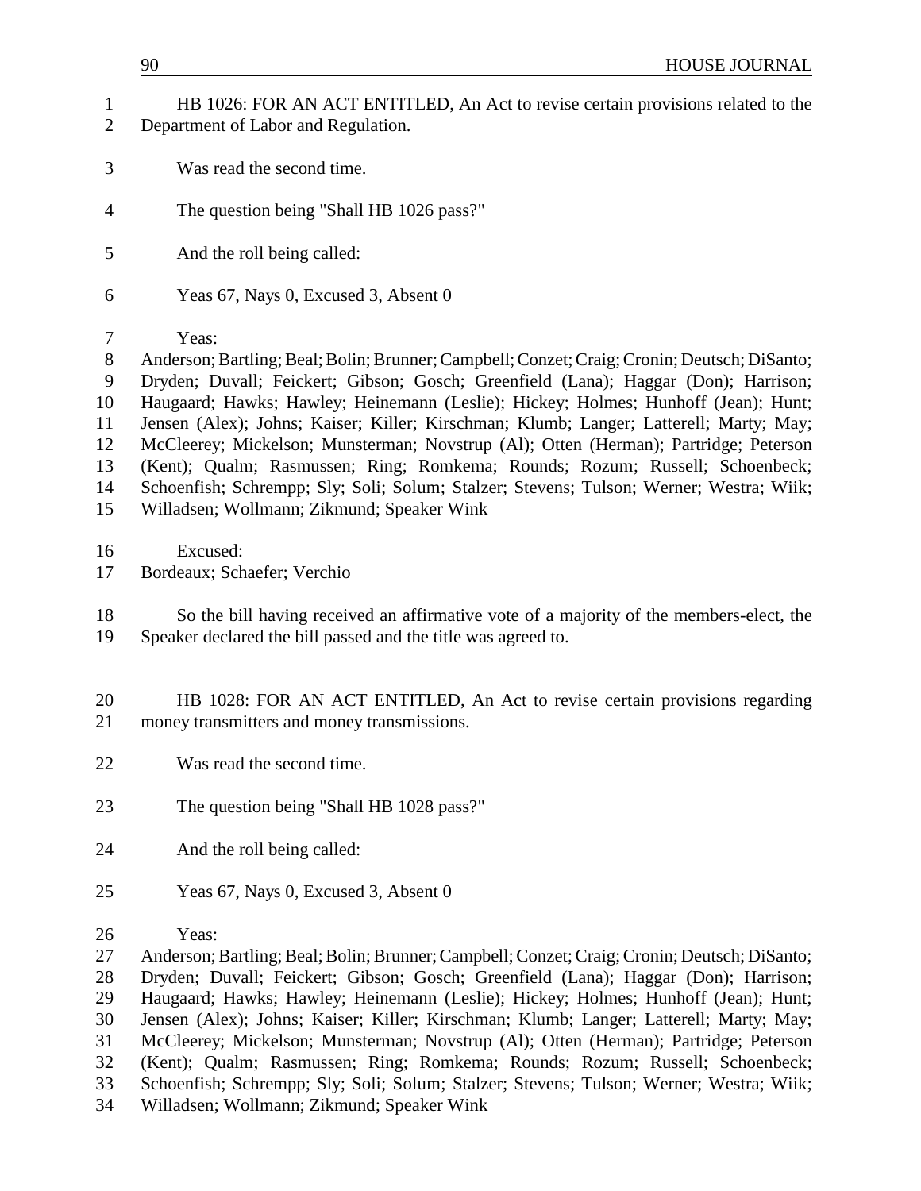HB 1026: FOR AN ACT ENTITLED, An Act to revise certain provisions related to the Department of Labor and Regulation.

Was read the second time.

The question being "Shall HB 1026 pass?"

And the roll being called:

Yeas 67, Nays 0, Excused 3, Absent 0

Yeas:
Anderson; Bartling; Beal; Bolin; Brunner; Campbell; Conzet; Craig; Cronin; Deutsch; DiSanto; Dryden; Duvall; Feickert; Gibson; Gosch; Greenfield (Lana); Haggar (Don); Harrison; Haugaard; Hawks; Hawley; Heinemann (Leslie); Hickey; Holmes; Hunhoff (Jean); Hunt; Jensen (Alex); Johns; Kaiser; Killer; Kirschman; Klumb; Langer; Latterell; Marty; May; McCleerey; Mickelson; Munsterman; Novstrup (Al); Otten (Herman); Partridge; Peterson (Kent); Qualm; Rasmussen; Ring; Romkema; Rounds; Rozum; Russell; Schoenbeck; Schoenfish; Schrempp; Sly; Soli; Solum; Stalzer; Stevens; Tulson; Werner; Westra; Wiik; Willadsen; Wollmann; Zikmund; Speaker Wink

Excused:
Bordeaux; Schaefer; Verchio

So the bill having received an affirmative vote of a majority of the members-elect, the Speaker declared the bill passed and the title was agreed to.

HB 1028: FOR AN ACT ENTITLED, An Act to revise certain provisions regarding money transmitters and money transmissions.

Was read the second time.

The question being "Shall HB 1028 pass?"

And the roll being called:

Yeas 67, Nays 0, Excused 3, Absent 0

Yeas:
Anderson; Bartling; Beal; Bolin; Brunner; Campbell; Conzet; Craig; Cronin; Deutsch; DiSanto; Dryden; Duvall; Feickert; Gibson; Gosch; Greenfield (Lana); Haggar (Don); Harrison; Haugaard; Hawks; Hawley; Heinemann (Leslie); Hickey; Holmes; Hunhoff (Jean); Hunt; Jensen (Alex); Johns; Kaiser; Killer; Kirschman; Klumb; Langer; Latterell; Marty; May; McCleerey; Mickelson; Munsterman; Novstrup (Al); Otten (Herman); Partridge; Peterson (Kent); Qualm; Rasmussen; Ring; Romkema; Rounds; Rozum; Russell; Schoenbeck; Schoenfish; Schrempp; Sly; Soli; Solum; Stalzer; Stevens; Tulson; Werner; Westra; Wiik; Willadsen; Wollmann; Zikmund; Speaker Wink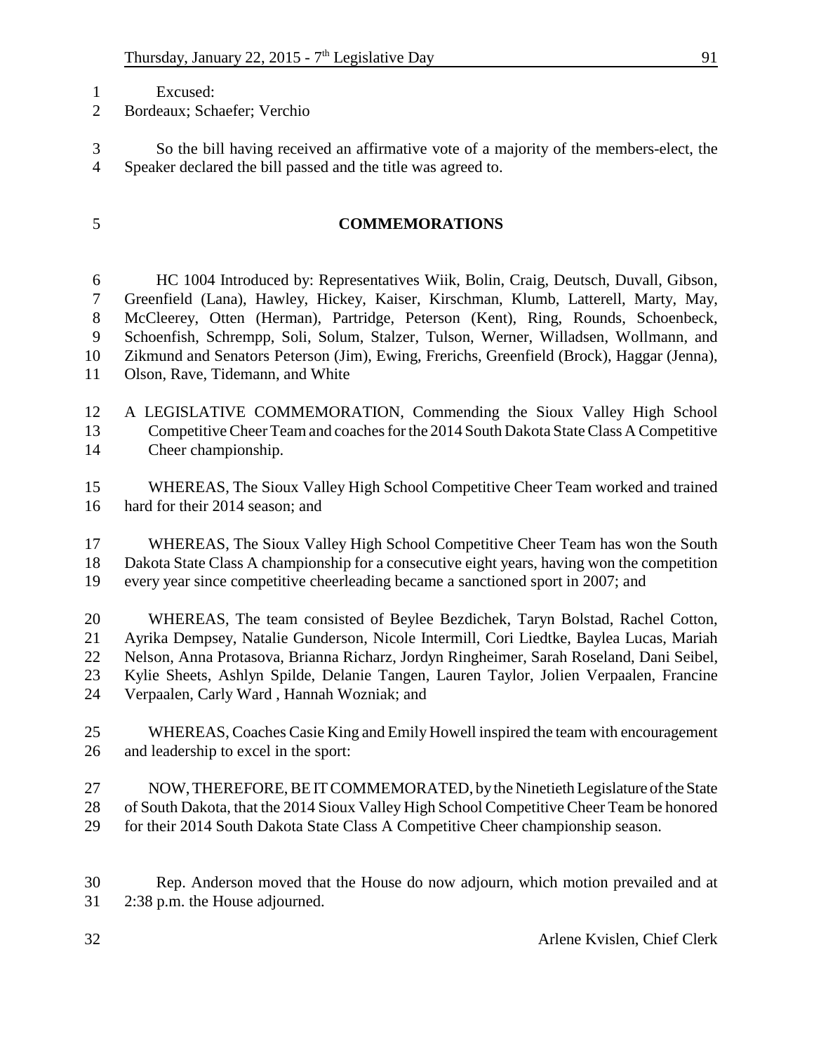Excused:
Bordeaux; Schaefer; Verchio

So the bill having received an affirmative vote of a majority of the members-elect, the Speaker declared the bill passed and the title was agreed to.

## COMMEMORATIONS

HC 1004 Introduced by: Representatives Wiik, Bolin, Craig, Deutsch, Duvall, Gibson, Greenfield (Lana), Hawley, Hickey, Kaiser, Kirschman, Klumb, Latterell, Marty, May, McCleerey, Otten (Herman), Partridge, Peterson (Kent), Ring, Rounds, Schoenbeck, Schoenfish, Schrempp, Soli, Solum, Stalzer, Tulson, Werner, Willadsen, Wollmann, and Zikmund and Senators Peterson (Jim), Ewing, Frerichs, Greenfield (Brock), Haggar (Jenna), Olson, Rave, Tidemann, and White

A LEGISLATIVE COMMEMORATION, Commending the Sioux Valley High School Competitive Cheer Team and coaches for the 2014 South Dakota State Class A Competitive Cheer championship.

WHEREAS, The Sioux Valley High School Competitive Cheer Team worked and trained hard for their 2014 season; and

WHEREAS, The Sioux Valley High School Competitive Cheer Team has won the South Dakota State Class A championship for a consecutive eight years, having won the competition every year since competitive cheerleading became a sanctioned sport in 2007; and

WHEREAS, The team consisted of Beylee Bezdichek, Taryn Bolstad, Rachel Cotton, Ayrika Dempsey, Natalie Gunderson, Nicole Intermill, Cori Liedtke, Baylea Lucas, Mariah Nelson, Anna Protasova, Brianna Richarz, Jordyn Ringheimer, Sarah Roseland, Dani Seibel, Kylie Sheets, Ashlyn Spilde, Delanie Tangen, Lauren Taylor, Jolien Verpaalen, Francine Verpaalen, Carly Ward , Hannah Wozniak; and

WHEREAS, Coaches Casie King and Emily Howell inspired the team with encouragement and leadership to excel in the sport:

NOW, THEREFORE, BE IT COMMEMORATED, by the Ninetieth Legislature of the State of South Dakota, that the 2014 Sioux Valley High School Competitive Cheer Team be honored for their 2014 South Dakota State Class A Competitive Cheer championship season.

Rep. Anderson moved that the House do now adjourn, which motion prevailed and at 2:38 p.m. the House adjourned.

Arlene Kvislen, Chief Clerk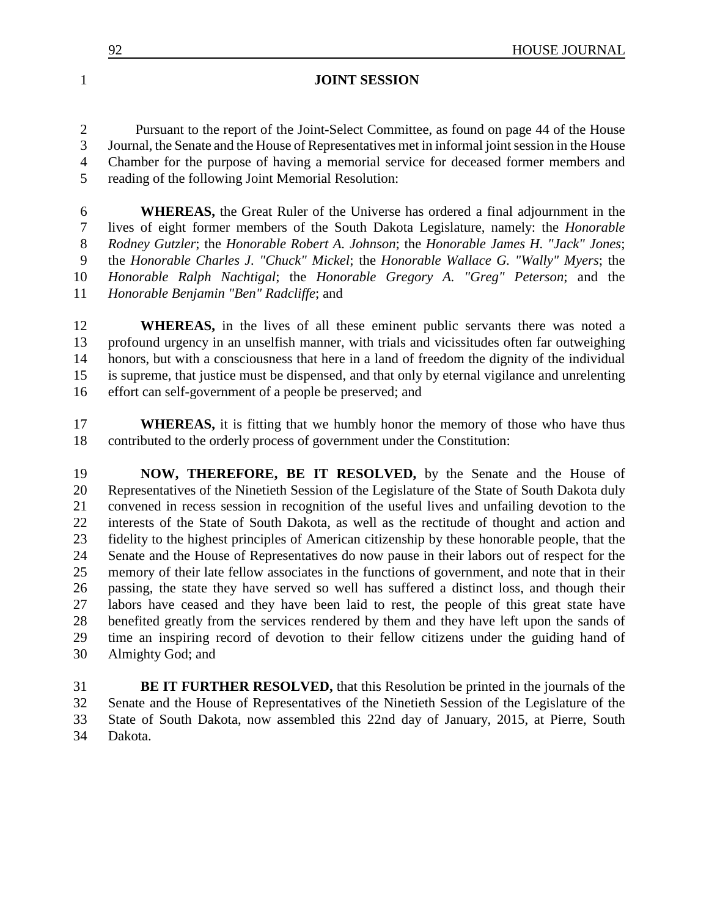## JOINT SESSION

Pursuant to the report of the Joint-Select Committee, as found on page 44 of the House Journal, the Senate and the House of Representatives met in informal joint session in the House Chamber for the purpose of having a memorial service for deceased former members and reading of the following Joint Memorial Resolution:

**WHEREAS,** the Great Ruler of the Universe has ordered a final adjournment in the lives of eight former members of the South Dakota Legislature, namely: the *Honorable Rodney Gutzler*; the *Honorable Robert A. Johnson*; the *Honorable James H. "Jack" Jones*; the *Honorable Charles J. "Chuck" Mickel*; the *Honorable Wallace G. "Wally" Myers*; the *Honorable Ralph Nachtigal*; the *Honorable Gregory A. "Greg" Peterson*; and the *Honorable Benjamin "Ben" Radcliffe*; and

**WHEREAS,** in the lives of all these eminent public servants there was noted a profound urgency in an unselfish manner, with trials and vicissitudes often far outweighing honors, but with a consciousness that here in a land of freedom the dignity of the individual is supreme, that justice must be dispensed, and that only by eternal vigilance and unrelenting effort can self-government of a people be preserved; and

**WHEREAS,** it is fitting that we humbly honor the memory of those who have thus contributed to the orderly process of government under the Constitution:

**NOW, THEREFORE, BE IT RESOLVED,** by the Senate and the House of Representatives of the Ninetieth Session of the Legislature of the State of South Dakota duly convened in recess session in recognition of the useful lives and unfailing devotion to the interests of the State of South Dakota, as well as the rectitude of thought and action and fidelity to the highest principles of American citizenship by these honorable people, that the Senate and the House of Representatives do now pause in their labors out of respect for the memory of their late fellow associates in the functions of government, and note that in their passing, the state they have served so well has suffered a distinct loss, and though their labors have ceased and they have been laid to rest, the people of this great state have benefited greatly from the services rendered by them and they have left upon the sands of time an inspiring record of devotion to their fellow citizens under the guiding hand of Almighty God; and

**BE IT FURTHER RESOLVED,** that this Resolution be printed in the journals of the Senate and the House of Representatives of the Ninetieth Session of the Legislature of the State of South Dakota, now assembled this 22nd day of January, 2015, at Pierre, South Dakota.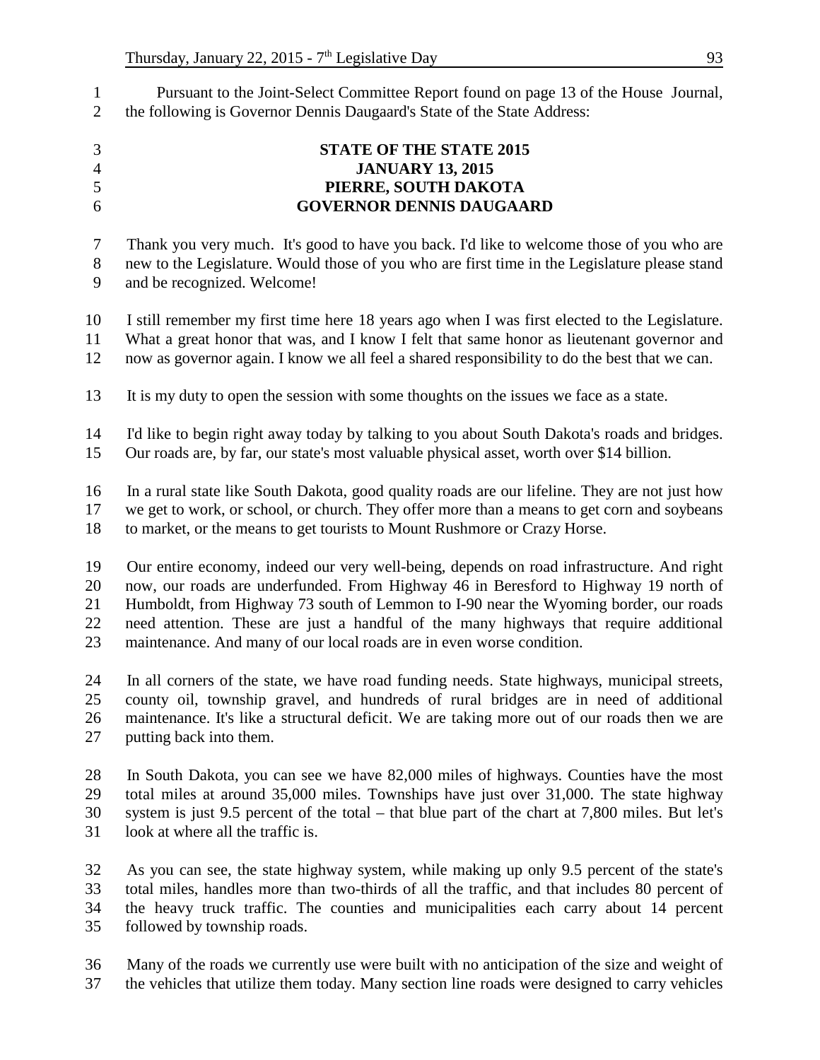Pursuant to the Joint-Select Committee Report found on page 13 of the House Journal, the following is Governor Dennis Daugaard's State of the State Address:

**STATE OF THE STATE 2015**
**JANUARY 13, 2015**
**PIERRE, SOUTH DAKOTA**
**GOVERNOR DENNIS DAUGAARD**

Thank you very much. It's good to have you back. I'd like to welcome those of you who are new to the Legislature. Would those of you who are first time in the Legislature please stand and be recognized. Welcome!

I still remember my first time here 18 years ago when I was first elected to the Legislature. What a great honor that was, and I know I felt that same honor as lieutenant governor and now as governor again. I know we all feel a shared responsibility to do the best that we can.

It is my duty to open the session with some thoughts on the issues we face as a state.

I'd like to begin right away today by talking to you about South Dakota's roads and bridges. Our roads are, by far, our state's most valuable physical asset, worth over $14 billion.

In a rural state like South Dakota, good quality roads are our lifeline. They are not just how we get to work, or school, or church. They offer more than a means to get corn and soybeans to market, or the means to get tourists to Mount Rushmore or Crazy Horse.

Our entire economy, indeed our very well-being, depends on road infrastructure. And right now, our roads are underfunded. From Highway 46 in Beresford to Highway 19 north of Humboldt, from Highway 73 south of Lemmon to I-90 near the Wyoming border, our roads need attention. These are just a handful of the many highways that require additional maintenance. And many of our local roads are in even worse condition.

In all corners of the state, we have road funding needs. State highways, municipal streets, county oil, township gravel, and hundreds of rural bridges are in need of additional maintenance. It's like a structural deficit. We are taking more out of our roads then we are putting back into them.

In South Dakota, you can see we have 82,000 miles of highways. Counties have the most total miles at around 35,000 miles. Townships have just over 31,000. The state highway system is just 9.5 percent of the total – that blue part of the chart at 7,800 miles. But let's look at where all the traffic is.

As you can see, the state highway system, while making up only 9.5 percent of the state's total miles, handles more than two-thirds of all the traffic, and that includes 80 percent of the heavy truck traffic. The counties and municipalities each carry about 14 percent followed by township roads.

Many of the roads we currently use were built with no anticipation of the size and weight of the vehicles that utilize them today. Many section line roads were designed to carry vehicles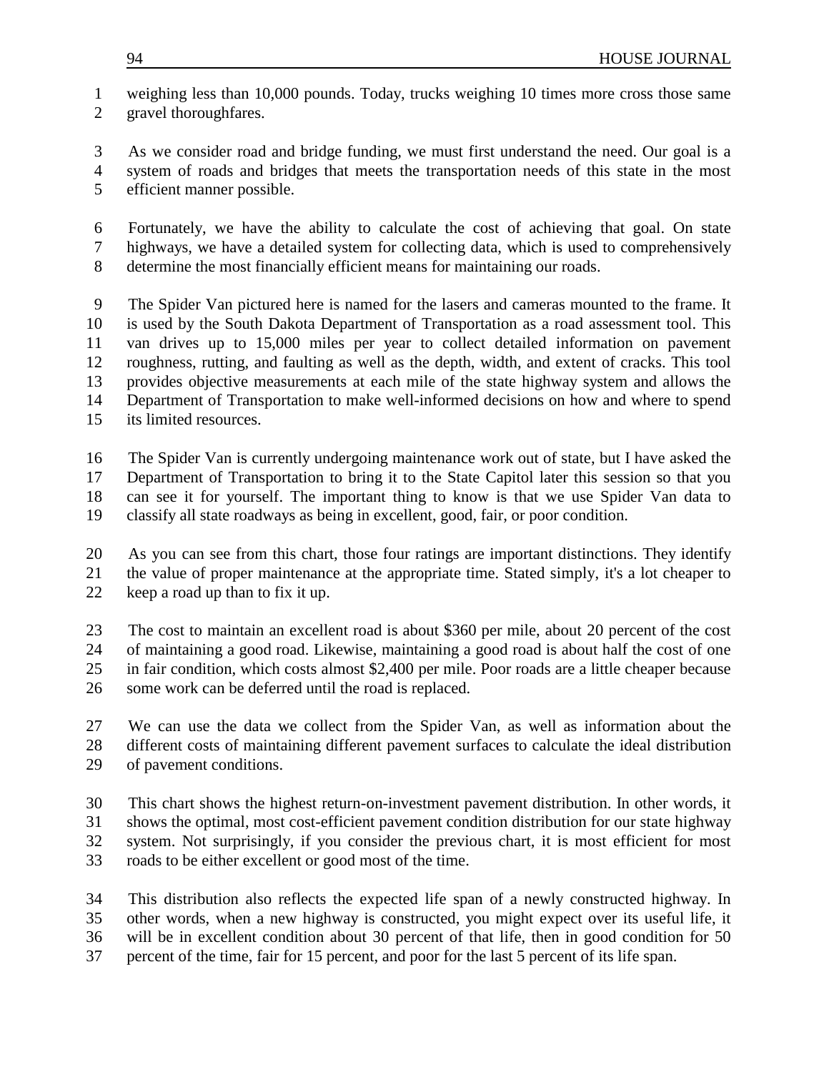weighing less than 10,000 pounds. Today, trucks weighing 10 times more cross those same gravel thoroughfares.

As we consider road and bridge funding, we must first understand the need. Our goal is a system of roads and bridges that meets the transportation needs of this state in the most efficient manner possible.

Fortunately, we have the ability to calculate the cost of achieving that goal. On state highways, we have a detailed system for collecting data, which is used to comprehensively determine the most financially efficient means for maintaining our roads.

The Spider Van pictured here is named for the lasers and cameras mounted to the frame. It is used by the South Dakota Department of Transportation as a road assessment tool. This van drives up to 15,000 miles per year to collect detailed information on pavement roughness, rutting, and faulting as well as the depth, width, and extent of cracks. This tool provides objective measurements at each mile of the state highway system and allows the Department of Transportation to make well-informed decisions on how and where to spend its limited resources.

The Spider Van is currently undergoing maintenance work out of state, but I have asked the Department of Transportation to bring it to the State Capitol later this session so that you can see it for yourself. The important thing to know is that we use Spider Van data to classify all state roadways as being in excellent, good, fair, or poor condition.

As you can see from this chart, those four ratings are important distinctions. They identify the value of proper maintenance at the appropriate time. Stated simply, it's a lot cheaper to keep a road up than to fix it up.

The cost to maintain an excellent road is about $360 per mile, about 20 percent of the cost of maintaining a good road. Likewise, maintaining a good road is about half the cost of one in fair condition, which costs almost $2,400 per mile. Poor roads are a little cheaper because some work can be deferred until the road is replaced.

We can use the data we collect from the Spider Van, as well as information about the different costs of maintaining different pavement surfaces to calculate the ideal distribution of pavement conditions.

This chart shows the highest return-on-investment pavement distribution. In other words, it shows the optimal, most cost-efficient pavement condition distribution for our state highway system. Not surprisingly, if you consider the previous chart, it is most efficient for most roads to be either excellent or good most of the time.

This distribution also reflects the expected life span of a newly constructed highway. In other words, when a new highway is constructed, you might expect over its useful life, it will be in excellent condition about 30 percent of that life, then in good condition for 50 percent of the time, fair for 15 percent, and poor for the last 5 percent of its life span.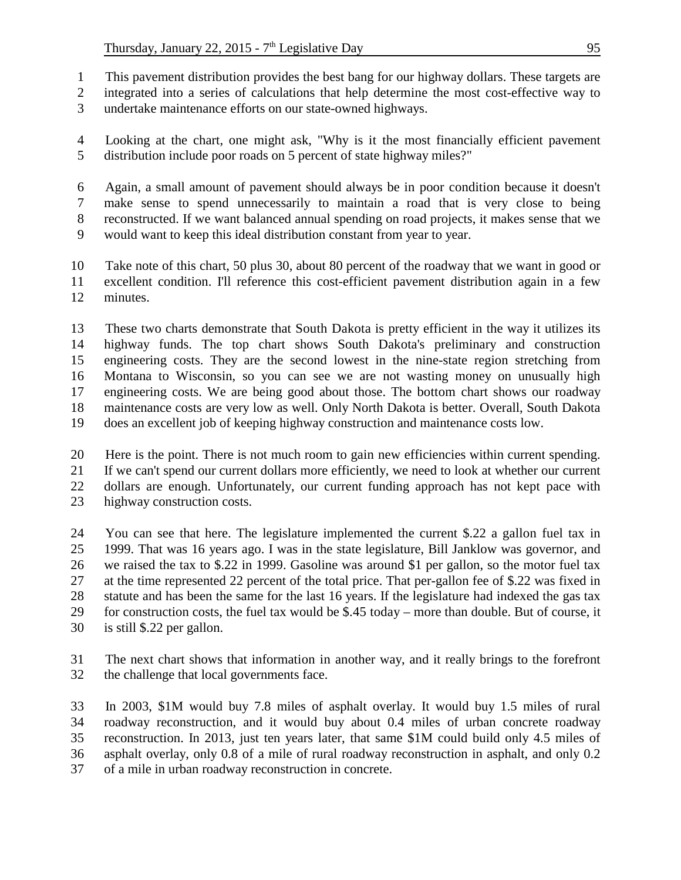This pavement distribution provides the best bang for our highway dollars. These targets are integrated into a series of calculations that help determine the most cost-effective way to undertake maintenance efforts on our state-owned highways.

Looking at the chart, one might ask, "Why is it the most financially efficient pavement distribution include poor roads on 5 percent of state highway miles?"

Again, a small amount of pavement should always be in poor condition because it doesn't make sense to spend unnecessarily to maintain a road that is very close to being reconstructed. If we want balanced annual spending on road projects, it makes sense that we would want to keep this ideal distribution constant from year to year.

Take note of this chart, 50 plus 30, about 80 percent of the roadway that we want in good or excellent condition. I'll reference this cost-efficient pavement distribution again in a few minutes.

These two charts demonstrate that South Dakota is pretty efficient in the way it utilizes its highway funds. The top chart shows South Dakota's preliminary and construction engineering costs. They are the second lowest in the nine-state region stretching from Montana to Wisconsin, so you can see we are not wasting money on unusually high engineering costs. We are being good about those. The bottom chart shows our roadway maintenance costs are very low as well. Only North Dakota is better. Overall, South Dakota does an excellent job of keeping highway construction and maintenance costs low.

Here is the point. There is not much room to gain new efficiencies within current spending. If we can't spend our current dollars more efficiently, we need to look at whether our current dollars are enough. Unfortunately, our current funding approach has not kept pace with highway construction costs.

You can see that here. The legislature implemented the current $.22 a gallon fuel tax in 1999. That was 16 years ago. I was in the state legislature, Bill Janklow was governor, and we raised the tax to $.22 in 1999. Gasoline was around $1 per gallon, so the motor fuel tax at the time represented 22 percent of the total price. That per-gallon fee of $.22 was fixed in statute and has been the same for the last 16 years. If the legislature had indexed the gas tax for construction costs, the fuel tax would be $.45 today – more than double. But of course, it is still $.22 per gallon.

The next chart shows that information in another way, and it really brings to the forefront the challenge that local governments face.

In 2003, $1M would buy 7.8 miles of asphalt overlay. It would buy 1.5 miles of rural roadway reconstruction, and it would buy about 0.4 miles of urban concrete roadway reconstruction. In 2013, just ten years later, that same $1M could build only 4.5 miles of asphalt overlay, only 0.8 of a mile of rural roadway reconstruction in asphalt, and only 0.2 of a mile in urban roadway reconstruction in concrete.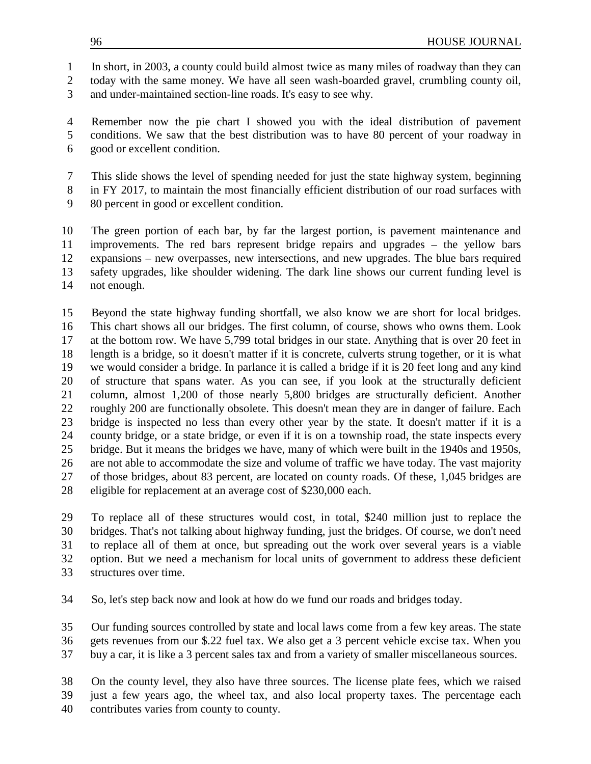In short, in 2003, a county could build almost twice as many miles of roadway than they can today with the same money. We have all seen wash-boarded gravel, crumbling county oil, and under-maintained section-line roads. It's easy to see why.

Remember now the pie chart I showed you with the ideal distribution of pavement conditions. We saw that the best distribution was to have 80 percent of your roadway in good or excellent condition.

This slide shows the level of spending needed for just the state highway system, beginning in FY 2017, to maintain the most financially efficient distribution of our road surfaces with 80 percent in good or excellent condition.

The green portion of each bar, by far the largest portion, is pavement maintenance and improvements. The red bars represent bridge repairs and upgrades – the yellow bars expansions – new overpasses, new intersections, and new upgrades. The blue bars required safety upgrades, like shoulder widening. The dark line shows our current funding level is not enough.

Beyond the state highway funding shortfall, we also know we are short for local bridges. This chart shows all our bridges. The first column, of course, shows who owns them. Look at the bottom row. We have 5,799 total bridges in our state. Anything that is over 20 feet in length is a bridge, so it doesn't matter if it is concrete, culverts strung together, or it is what we would consider a bridge. In parlance it is called a bridge if it is 20 feet long and any kind of structure that spans water. As you can see, if you look at the structurally deficient column, almost 1,200 of those nearly 5,800 bridges are structurally deficient. Another roughly 200 are functionally obsolete. This doesn't mean they are in danger of failure. Each bridge is inspected no less than every other year by the state. It doesn't matter if it is a county bridge, or a state bridge, or even if it is on a township road, the state inspects every bridge. But it means the bridges we have, many of which were built in the 1940s and 1950s, are not able to accommodate the size and volume of traffic we have today. The vast majority of those bridges, about 83 percent, are located on county roads. Of these, 1,045 bridges are eligible for replacement at an average cost of $230,000 each.

To replace all of these structures would cost, in total, $240 million just to replace the bridges. That's not talking about highway funding, just the bridges. Of course, we don't need to replace all of them at once, but spreading out the work over several years is a viable option. But we need a mechanism for local units of government to address these deficient structures over time.

So, let's step back now and look at how do we fund our roads and bridges today.

Our funding sources controlled by state and local laws come from a few key areas. The state gets revenues from our $.22 fuel tax. We also get a 3 percent vehicle excise tax. When you buy a car, it is like a 3 percent sales tax and from a variety of smaller miscellaneous sources.

On the county level, they also have three sources. The license plate fees, which we raised just a few years ago, the wheel tax, and also local property taxes. The percentage each contributes varies from county to county.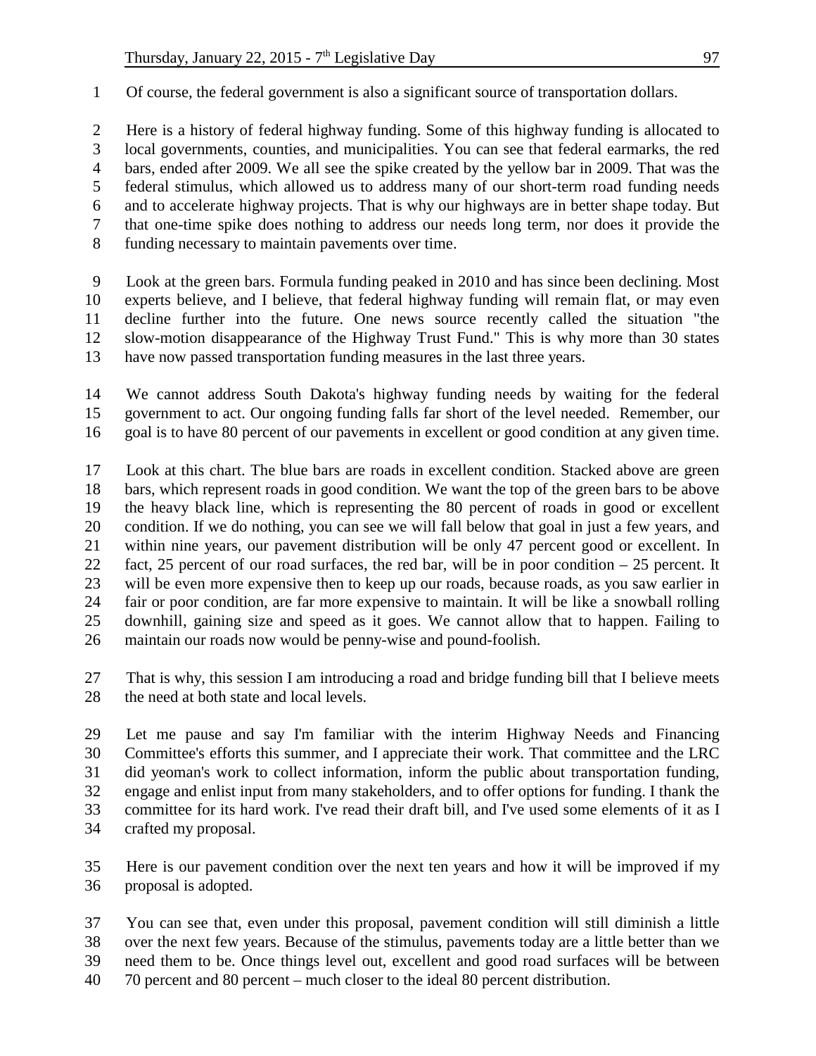Of course, the federal government is also a significant source of transportation dollars.

Here is a history of federal highway funding. Some of this highway funding is allocated to local governments, counties, and municipalities. You can see that federal earmarks, the red bars, ended after 2009. We all see the spike created by the yellow bar in 2009. That was the federal stimulus, which allowed us to address many of our short-term road funding needs and to accelerate highway projects. That is why our highways are in better shape today. But that one-time spike does nothing to address our needs long term, nor does it provide the funding necessary to maintain pavements over time.

Look at the green bars. Formula funding peaked in 2010 and has since been declining. Most experts believe, and I believe, that federal highway funding will remain flat, or may even decline further into the future. One news source recently called the situation "the slow-motion disappearance of the Highway Trust Fund." This is why more than 30 states have now passed transportation funding measures in the last three years.

We cannot address South Dakota's highway funding needs by waiting for the federal government to act. Our ongoing funding falls far short of the level needed. Remember, our goal is to have 80 percent of our pavements in excellent or good condition at any given time.

Look at this chart. The blue bars are roads in excellent condition. Stacked above are green bars, which represent roads in good condition. We want the top of the green bars to be above the heavy black line, which is representing the 80 percent of roads in good or excellent condition. If we do nothing, you can see we will fall below that goal in just a few years, and within nine years, our pavement distribution will be only 47 percent good or excellent. In fact, 25 percent of our road surfaces, the red bar, will be in poor condition – 25 percent. It will be even more expensive then to keep up our roads, because roads, as you saw earlier in fair or poor condition, are far more expensive to maintain. It will be like a snowball rolling downhill, gaining size and speed as it goes. We cannot allow that to happen. Failing to maintain our roads now would be penny-wise and pound-foolish.

That is why, this session I am introducing a road and bridge funding bill that I believe meets the need at both state and local levels.

Let me pause and say I'm familiar with the interim Highway Needs and Financing Committee's efforts this summer, and I appreciate their work. That committee and the LRC did yeomen's work to collect information, inform the public about transportation funding, engage and enlist input from many stakeholders, and to offer options for funding. I thank the committee for its hard work. I've read their draft bill, and I've used some elements of it as I crafted my proposal.

Here is our pavement condition over the next ten years and how it will be improved if my proposal is adopted.

You can see that, even under this proposal, pavement condition will still diminish a little over the next few years. Because of the stimulus, pavements today are a little better than we need them to be. Once things level out, excellent and good road surfaces will be between 70 percent and 80 percent – much closer to the ideal 80 percent distribution.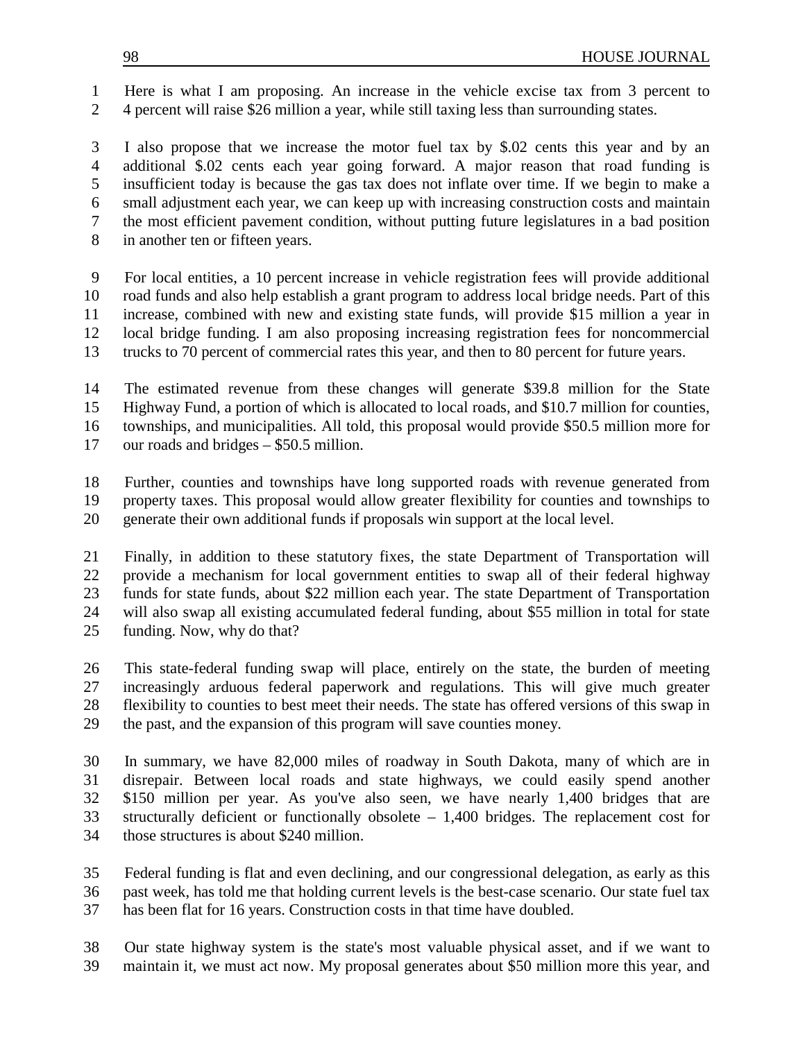Here is what I am proposing. An increase in the vehicle excise tax from 3 percent to 4 percent will raise $26 million a year, while still taxing less than surrounding states.

I also propose that we increase the motor fuel tax by $.02 cents this year and by an additional $.02 cents each year going forward. A major reason that road funding is insufficient today is because the gas tax does not inflate over time. If we begin to make a small adjustment each year, we can keep up with increasing construction costs and maintain the most efficient pavement condition, without putting future legislatures in a bad position in another ten or fifteen years.

For local entities, a 10 percent increase in vehicle registration fees will provide additional road funds and also help establish a grant program to address local bridge needs. Part of this increase, combined with new and existing state funds, will provide $15 million a year in local bridge funding. I am also proposing increasing registration fees for noncommercial trucks to 70 percent of commercial rates this year, and then to 80 percent for future years.

The estimated revenue from these changes will generate $39.8 million for the State Highway Fund, a portion of which is allocated to local roads, and $10.7 million for counties, townships, and municipalities. All told, this proposal would provide $50.5 million more for our roads and bridges – $50.5 million.

Further, counties and townships have long supported roads with revenue generated from property taxes. This proposal would allow greater flexibility for counties and townships to generate their own additional funds if proposals win support at the local level.

Finally, in addition to these statutory fixes, the state Department of Transportation will provide a mechanism for local government entities to swap all of their federal highway funds for state funds, about $22 million each year. The state Department of Transportation will also swap all existing accumulated federal funding, about $55 million in total for state funding. Now, why do that?

This state-federal funding swap will place, entirely on the state, the burden of meeting increasingly arduous federal paperwork and regulations. This will give much greater flexibility to counties to best meet their needs. The state has offered versions of this swap in the past, and the expansion of this program will save counties money.

In summary, we have 82,000 miles of roadway in South Dakota, many of which are in disrepair. Between local roads and state highways, we could easily spend another $150 million per year. As you've also seen, we have nearly 1,400 bridges that are structurally deficient or functionally obsolete – 1,400 bridges. The replacement cost for those structures is about $240 million.

Federal funding is flat and even declining, and our congressional delegation, as early as this past week, has told me that holding current levels is the best-case scenario. Our state fuel tax has been flat for 16 years. Construction costs in that time have doubled.

Our state highway system is the state's most valuable physical asset, and if we want to maintain it, we must act now. My proposal generates about $50 million more this year, and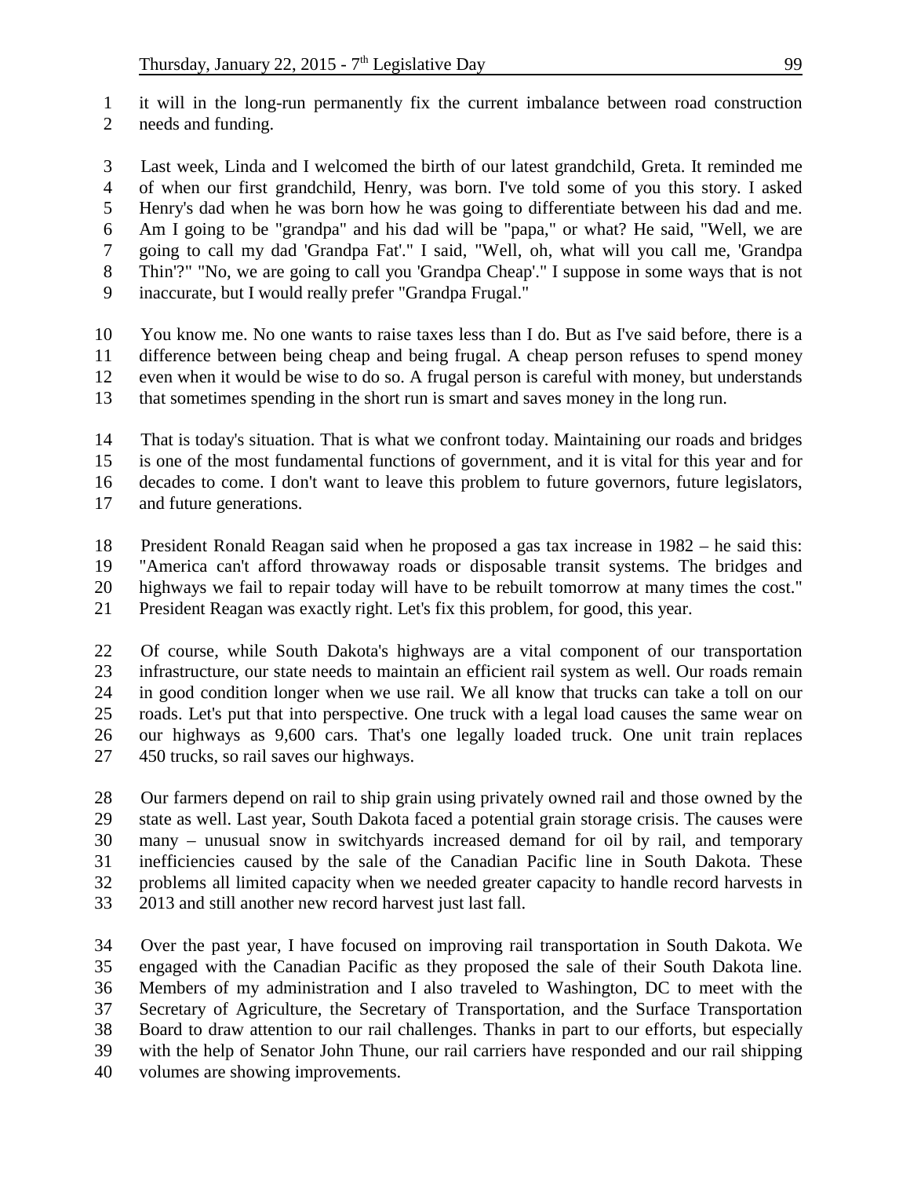it will in the long-run permanently fix the current imbalance between road construction needs and funding.

Last week, Linda and I welcomed the birth of our latest grandchild, Greta. It reminded me of when our first grandchild, Henry, was born. I've told some of you this story. I asked Henry's dad when he was born how he was going to differentiate between his dad and me. Am I going to be "grandpa" and his dad will be "papa," or what? He said, "Well, we are going to call my dad 'Grandpa Fat'." I said, "Well, oh, what will you call me, 'Grandpa Thin'?" "No, we are going to call you 'Grandpa Cheap'." I suppose in some ways that is not inaccurate, but I would really prefer "Grandpa Frugal."

You know me. No one wants to raise taxes less than I do. But as I've said before, there is a difference between being cheap and being frugal. A cheap person refuses to spend money even when it would be wise to do so. A frugal person is careful with money, but understands that sometimes spending in the short run is smart and saves money in the long run.

That is today's situation. That is what we confront today. Maintaining our roads and bridges is one of the most fundamental functions of government, and it is vital for this year and for decades to come. I don't want to leave this problem to future governors, future legislators, and future generations.

President Ronald Reagan said when he proposed a gas tax increase in 1982 – he said this: "America can't afford throwaway roads or disposable transit systems. The bridges and highways we fail to repair today will have to be rebuilt tomorrow at many times the cost." President Reagan was exactly right. Let's fix this problem, for good, this year.

Of course, while South Dakota's highways are a vital component of our transportation infrastructure, our state needs to maintain an efficient rail system as well. Our roads remain in good condition longer when we use rail. We all know that trucks can take a toll on our roads. Let's put that into perspective. One truck with a legal load causes the same wear on our highways as 9,600 cars. That's one legally loaded truck. One unit train replaces 450 trucks, so rail saves our highways.

Our farmers depend on rail to ship grain using privately owned rail and those owned by the state as well. Last year, South Dakota faced a potential grain storage crisis. The causes were many – unusual snow in switchyards increased demand for oil by rail, and temporary inefficiencies caused by the sale of the Canadian Pacific line in South Dakota. These problems all limited capacity when we needed greater capacity to handle record harvests in 2013 and still another new record harvest just last fall.

Over the past year, I have focused on improving rail transportation in South Dakota. We engaged with the Canadian Pacific as they proposed the sale of their South Dakota line. Members of my administration and I also traveled to Washington, DC to meet with the Secretary of Agriculture, the Secretary of Transportation, and the Surface Transportation Board to draw attention to our rail challenges. Thanks in part to our efforts, but especially with the help of Senator John Thune, our rail carriers have responded and our rail shipping volumes are showing improvements.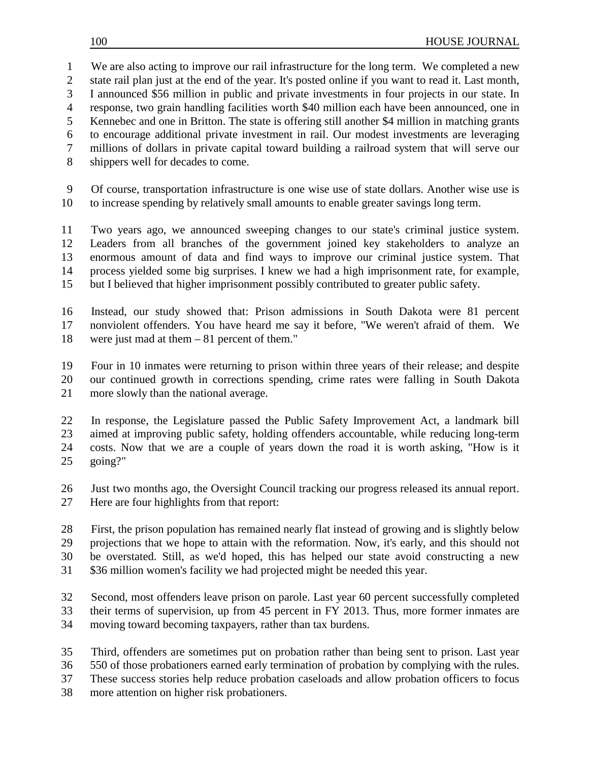We are also acting to improve our rail infrastructure for the long term. We completed a new state rail plan just at the end of the year. It's posted online if you want to read it. Last month, I announced $56 million in public and private investments in four projects in our state. In response, two grain handling facilities worth $40 million each have been announced, one in Kennebec and one in Britton. The state is offering still another $4 million in matching grants to encourage additional private investment in rail. Our modest investments are leveraging millions of dollars in private capital toward building a railroad system that will serve our shippers well for decades to come.

Of course, transportation infrastructure is one wise use of state dollars. Another wise use is to increase spending by relatively small amounts to enable greater savings long term.

Two years ago, we announced sweeping changes to our state's criminal justice system. Leaders from all branches of the government joined key stakeholders to analyze an enormous amount of data and find ways to improve our criminal justice system. That process yielded some big surprises. I knew we had a high imprisonment rate, for example, but I believed that higher imprisonment possibly contributed to greater public safety.

Instead, our study showed that: Prison admissions in South Dakota were 81 percent nonviolent offenders. You have heard me say it before, "We weren't afraid of them. We were just mad at them – 81 percent of them."

Four in 10 inmates were returning to prison within three years of their release; and despite our continued growth in corrections spending, crime rates were falling in South Dakota more slowly than the national average.

In response, the Legislature passed the Public Safety Improvement Act, a landmark bill aimed at improving public safety, holding offenders accountable, while reducing long-term costs. Now that we are a couple of years down the road it is worth asking, "How is it going?"

Just two months ago, the Oversight Council tracking our progress released its annual report. Here are four highlights from that report:

First, the prison population has remained nearly flat instead of growing and is slightly below projections that we hope to attain with the reformation. Now, it's early, and this should not be overstated. Still, as we'd hoped, this has helped our state avoid constructing a new $36 million women's facility we had projected might be needed this year.

Second, most offenders leave prison on parole. Last year 60 percent successfully completed their terms of supervision, up from 45 percent in FY 2013. Thus, more former inmates are moving toward becoming taxpayers, rather than tax burdens.

Third, offenders are sometimes put on probation rather than being sent to prison. Last year 550 of those probationers earned early termination of probation by complying with the rules. These success stories help reduce probation caseloads and allow probation officers to focus more attention on higher risk probationers.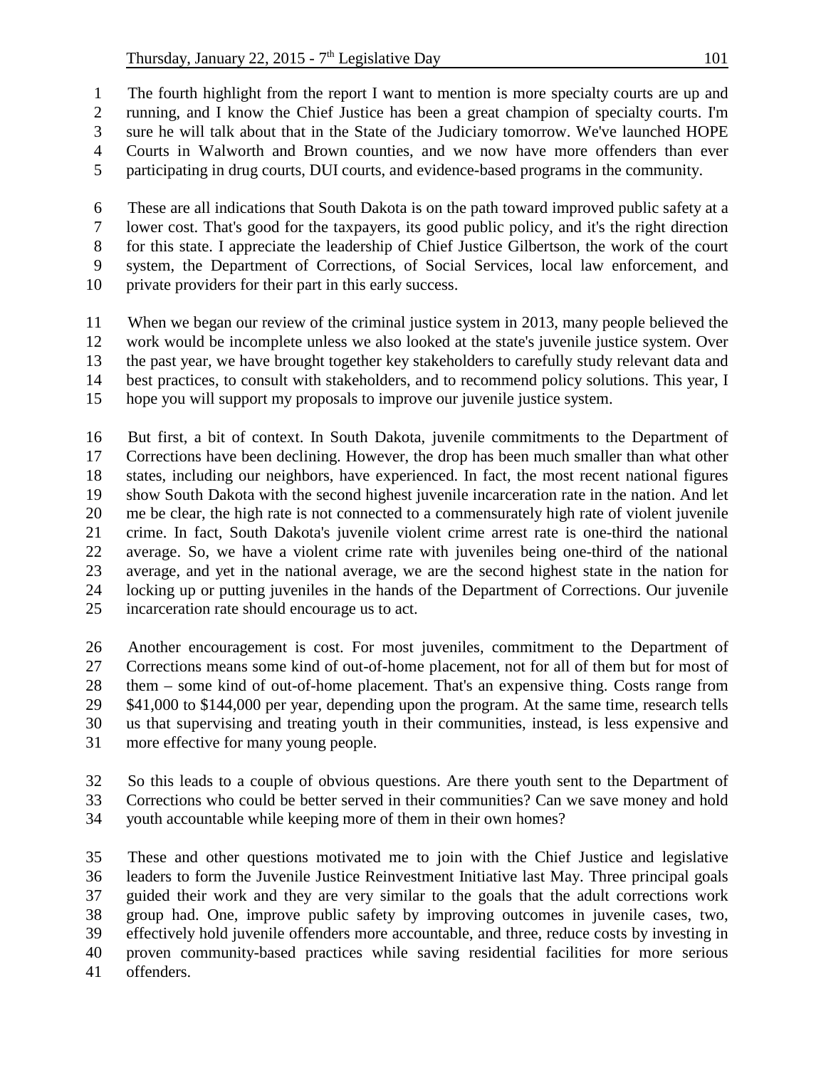The fourth highlight from the report I want to mention is more specialty courts are up and running, and I know the Chief Justice has been a great champion of specialty courts. I'm sure he will talk about that in the State of the Judiciary tomorrow. We've launched HOPE Courts in Walworth and Brown counties, and we now have more offenders than ever participating in drug courts, DUI courts, and evidence-based programs in the community.

These are all indications that South Dakota is on the path toward improved public safety at a lower cost. That's good for the taxpayers, its good public policy, and it's the right direction for this state. I appreciate the leadership of Chief Justice Gilbertson, the work of the court system, the Department of Corrections, of Social Services, local law enforcement, and private providers for their part in this early success.

When we began our review of the criminal justice system in 2013, many people believed the work would be incomplete unless we also looked at the state's juvenile justice system. Over the past year, we have brought together key stakeholders to carefully study relevant data and best practices, to consult with stakeholders, and to recommend policy solutions. This year, I hope you will support my proposals to improve our juvenile justice system.

But first, a bit of context. In South Dakota, juvenile commitments to the Department of Corrections have been declining. However, the drop has been much smaller than what other states, including our neighbors, have experienced. In fact, the most recent national figures show South Dakota with the second highest juvenile incarceration rate in the nation. And let me be clear, the high rate is not connected to a commensurately high rate of violent juvenile crime. In fact, South Dakota's juvenile violent crime arrest rate is one-third the national average. So, we have a violent crime rate with juveniles being one-third of the national average, and yet in the national average, we are the second highest state in the nation for locking up or putting juveniles in the hands of the Department of Corrections. Our juvenile incarceration rate should encourage us to act.

Another encouragement is cost. For most juveniles, commitment to the Department of Corrections means some kind of out-of-home placement, not for all of them but for most of them – some kind of out-of-home placement. That's an expensive thing. Costs range from $41,000 to $144,000 per year, depending upon the program. At the same time, research tells us that supervising and treating youth in their communities, instead, is less expensive and more effective for many young people.

So this leads to a couple of obvious questions. Are there youth sent to the Department of Corrections who could be better served in their communities? Can we save money and hold youth accountable while keeping more of them in their own homes?

These and other questions motivated me to join with the Chief Justice and legislative leaders to form the Juvenile Justice Reinvestment Initiative last May. Three principal goals guided their work and they are very similar to the goals that the adult corrections work group had. One, improve public safety by improving outcomes in juvenile cases, two, effectively hold juvenile offenders more accountable, and three, reduce costs by investing in proven community-based practices while saving residential facilities for more serious offenders.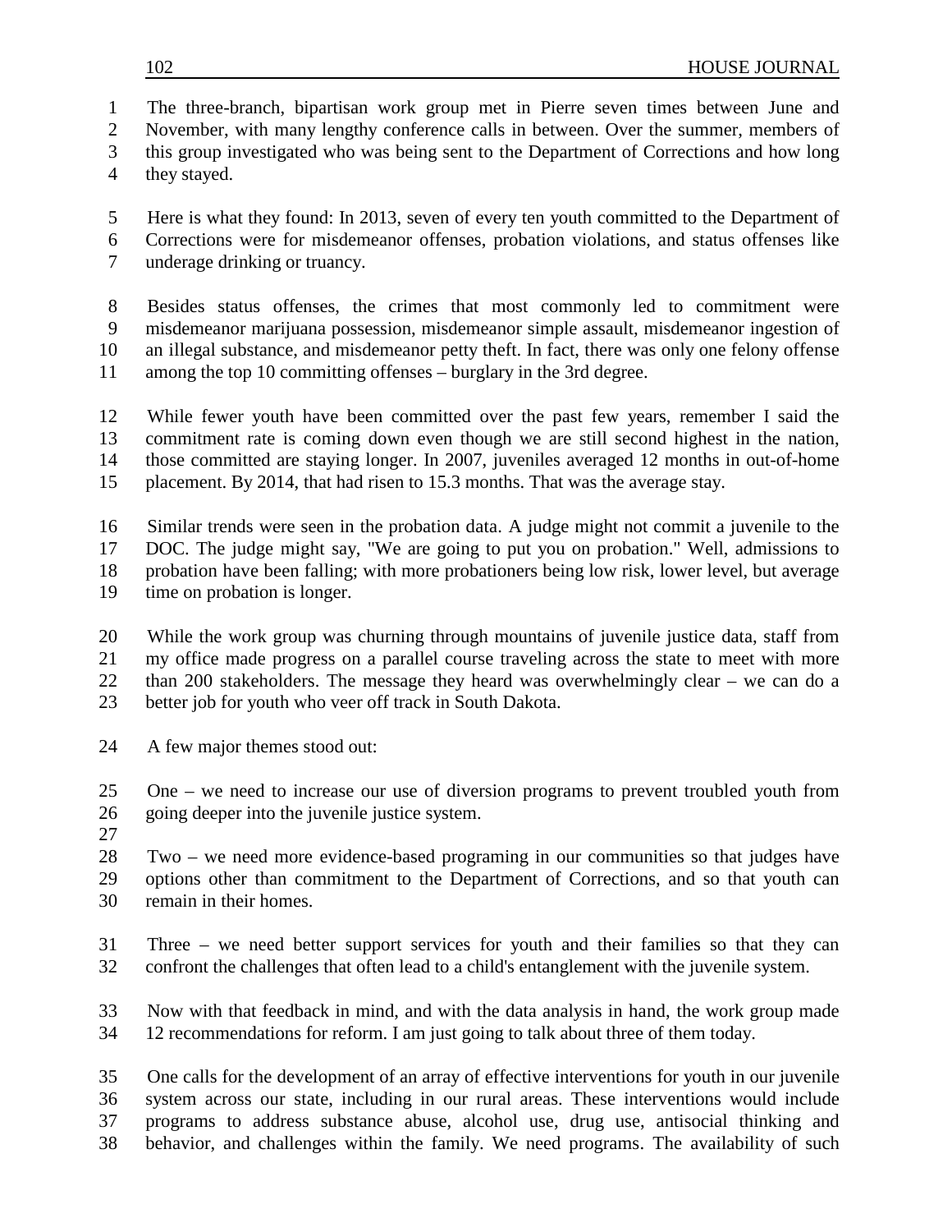The three-branch, bipartisan work group met in Pierre seven times between June and November, with many lengthy conference calls in between. Over the summer, members of this group investigated who was being sent to the Department of Corrections and how long they stayed.

Here is what they found: In 2013, seven of every ten youth committed to the Department of Corrections were for misdemeanor offenses, probation violations, and status offenses like underage drinking or truancy.

Besides status offenses, the crimes that most commonly led to commitment were misdemeanor marijuana possession, misdemeanor simple assault, misdemeanor ingestion of an illegal substance, and misdemeanor petty theft. In fact, there was only one felony offense among the top 10 committing offenses – burglary in the 3rd degree.

While fewer youth have been committed over the past few years, remember I said the commitment rate is coming down even though we are still second highest in the nation, those committed are staying longer. In 2007, juveniles averaged 12 months in out-of-home placement. By 2014, that had risen to 15.3 months. That was the average stay.

Similar trends were seen in the probation data. A judge might not commit a juvenile to the DOC. The judge might say, "We are going to put you on probation." Well, admissions to probation have been falling; with more probationers being low risk, lower level, but average time on probation is longer.

While the work group was churning through mountains of juvenile justice data, staff from my office made progress on a parallel course traveling across the state to meet with more than 200 stakeholders. The message they heard was overwhelmingly clear – we can do a better job for youth who veer off track in South Dakota.

A few major themes stood out:

One – we need to increase our use of diversion programs to prevent troubled youth from going deeper into the juvenile justice system.

Two – we need more evidence-based programing in our communities so that judges have options other than commitment to the Department of Corrections, and so that youth can remain in their homes.

Three – we need better support services for youth and their families so that they can confront the challenges that often lead to a child's entanglement with the juvenile system.

Now with that feedback in mind, and with the data analysis in hand, the work group made 12 recommendations for reform. I am just going to talk about three of them today.

One calls for the development of an array of effective interventions for youth in our juvenile system across our state, including in our rural areas. These interventions would include programs to address substance abuse, alcohol use, drug use, antisocial thinking and behavior, and challenges within the family. We need programs. The availability of such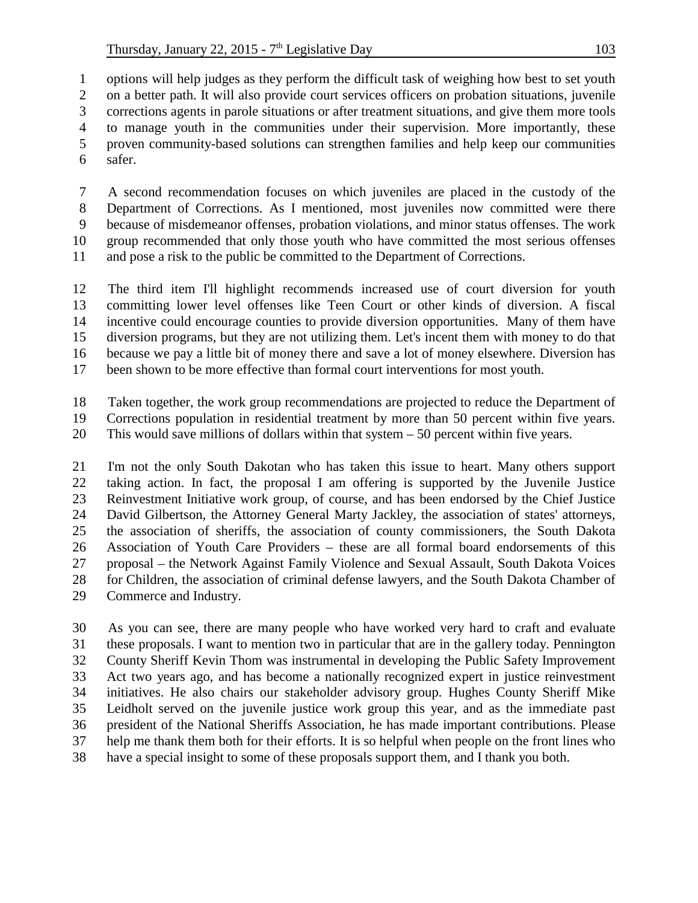options will help judges as they perform the difficult task of weighing how best to set youth on a better path. It will also provide court services officers on probation situations, juvenile corrections agents in parole situations or after treatment situations, and give them more tools to manage youth in the communities under their supervision. More importantly, these proven community-based solutions can strengthen families and help keep our communities safer.

A second recommendation focuses on which juveniles are placed in the custody of the Department of Corrections. As I mentioned, most juveniles now committed were there because of misdemeanor offenses, probation violations, and minor status offenses. The work group recommended that only those youth who have committed the most serious offenses and pose a risk to the public be committed to the Department of Corrections.

The third item I'll highlight recommends increased use of court diversion for youth committing lower level offenses like Teen Court or other kinds of diversion. A fiscal incentive could encourage counties to provide diversion opportunities. Many of them have diversion programs, but they are not utilizing them. Let's incent them with money to do that because we pay a little bit of money there and save a lot of money elsewhere. Diversion has been shown to be more effective than formal court interventions for most youth.

Taken together, the work group recommendations are projected to reduce the Department of Corrections population in residential treatment by more than 50 percent within five years. This would save millions of dollars within that system – 50 percent within five years.

I'm not the only South Dakotan who has taken this issue to heart. Many others support taking action. In fact, the proposal I am offering is supported by the Juvenile Justice Reinvestment Initiative work group, of course, and has been endorsed by the Chief Justice David Gilbertson, the Attorney General Marty Jackley, the association of states' attorneys, the association of sheriffs, the association of county commissioners, the South Dakota Association of Youth Care Providers – these are all formal board endorsements of this proposal – the Network Against Family Violence and Sexual Assault, South Dakota Voices for Children, the association of criminal defense lawyers, and the South Dakota Chamber of Commerce and Industry.

As you can see, there are many people who have worked very hard to craft and evaluate these proposals. I want to mention two in particular that are in the gallery today. Pennington County Sheriff Kevin Thom was instrumental in developing the Public Safety Improvement Act two years ago, and has become a nationally recognized expert in justice reinvestment initiatives. He also chairs our stakeholder advisory group. Hughes County Sheriff Mike Leidholt served on the juvenile justice work group this year, and as the immediate past president of the National Sheriffs Association, he has made important contributions. Please help me thank them both for their efforts. It is so helpful when people on the front lines who have a special insight to some of these proposals support them, and I thank you both.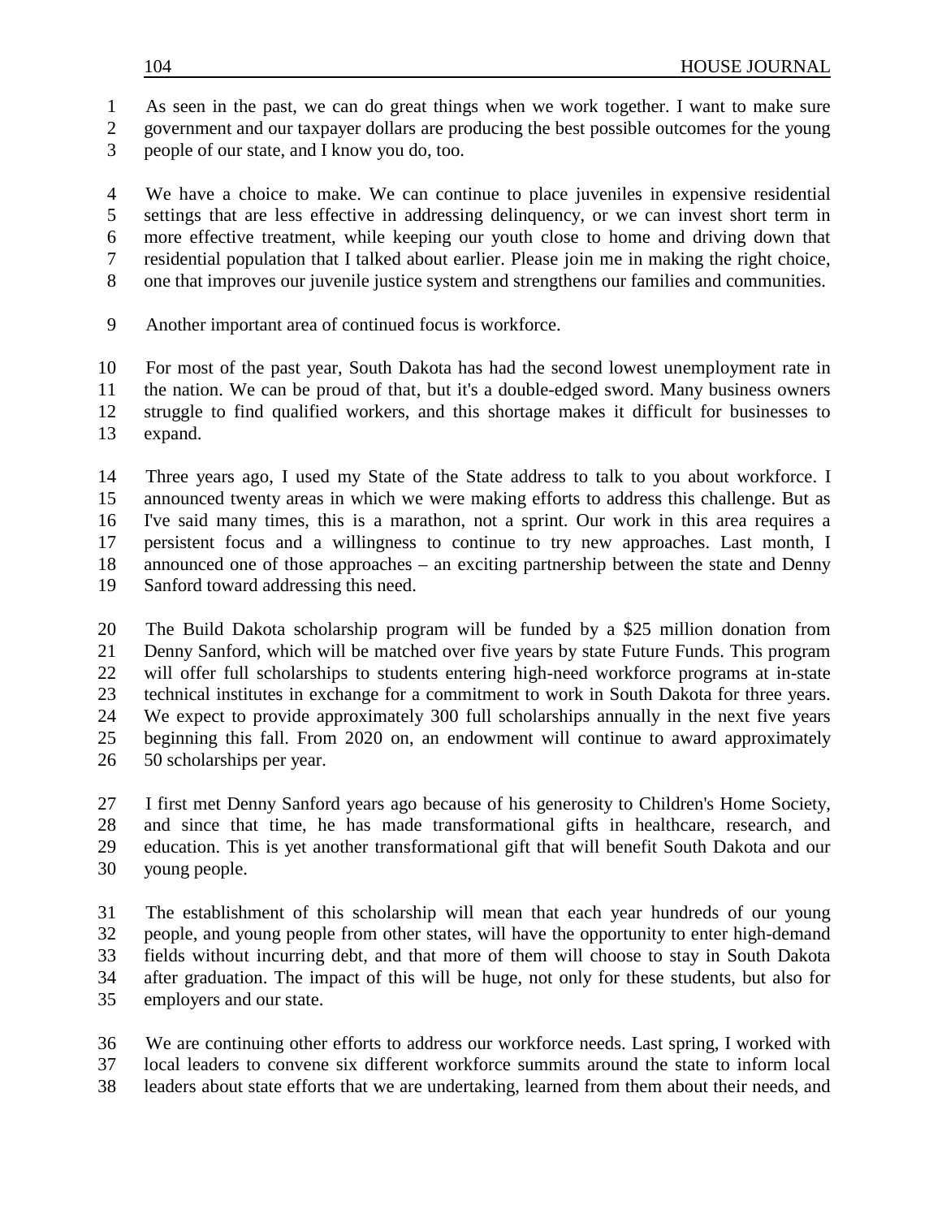As seen in the past, we can do great things when we work together. I want to make sure government and our taxpayer dollars are producing the best possible outcomes for the young people of our state, and I know you do, too.

We have a choice to make. We can continue to place juveniles in expensive residential settings that are less effective in addressing delinquency, or we can invest short term in more effective treatment, while keeping our youth close to home and driving down that residential population that I talked about earlier. Please join me in making the right choice, one that improves our juvenile justice system and strengthens our families and communities.

Another important area of continued focus is workforce.

For most of the past year, South Dakota has had the second lowest unemployment rate in the nation. We can be proud of that, but it's a double-edged sword. Many business owners struggle to find qualified workers, and this shortage makes it difficult for businesses to expand.

Three years ago, I used my State of the State address to talk to you about workforce. I announced twenty areas in which we were making efforts to address this challenge. But as I've said many times, this is a marathon, not a sprint. Our work in this area requires a persistent focus and a willingness to continue to try new approaches. Last month, I announced one of those approaches – an exciting partnership between the state and Denny Sanford toward addressing this need.

The Build Dakota scholarship program will be funded by a $25 million donation from Denny Sanford, which will be matched over five years by state Future Funds. This program will offer full scholarships to students entering high-need workforce programs at in-state technical institutes in exchange for a commitment to work in South Dakota for three years. We expect to provide approximately 300 full scholarships annually in the next five years beginning this fall. From 2020 on, an endowment will continue to award approximately 50 scholarships per year.

I first met Denny Sanford years ago because of his generosity to Children's Home Society, and since that time, he has made transformational gifts in healthcare, research, and education. This is yet another transformational gift that will benefit South Dakota and our young people.

The establishment of this scholarship will mean that each year hundreds of our young people, and young people from other states, will have the opportunity to enter high-demand fields without incurring debt, and that more of them will choose to stay in South Dakota after graduation. The impact of this will be huge, not only for these students, but also for employers and our state.

We are continuing other efforts to address our workforce needs. Last spring, I worked with local leaders to convene six different workforce summits around the state to inform local leaders about state efforts that we are undertaking, learned from them about their needs, and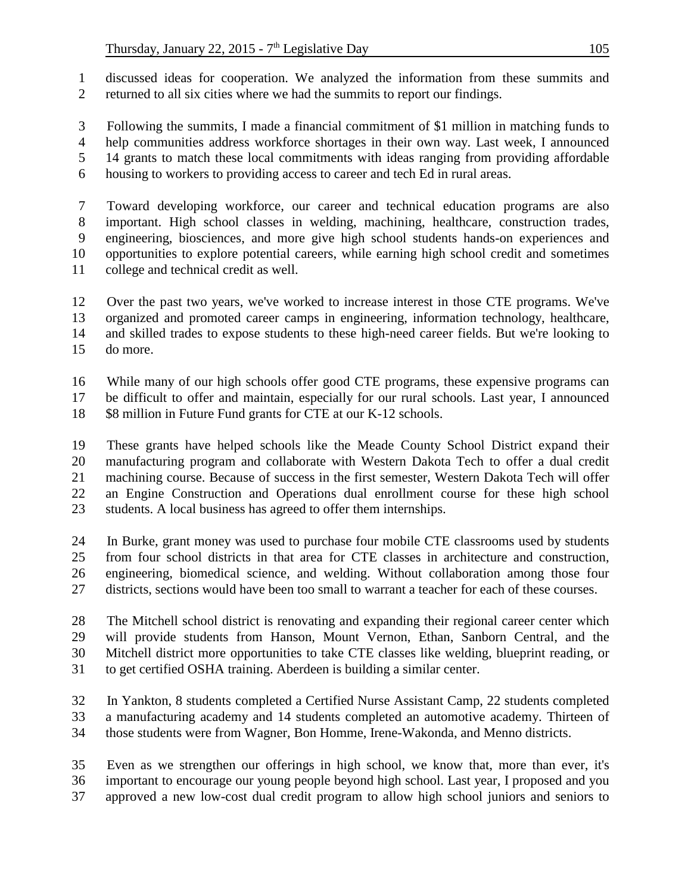discussed ideas for cooperation. We analyzed the information from these summits and returned to all six cities where we had the summits to report our findings.

Following the summits, I made a financial commitment of $1 million in matching funds to help communities address workforce shortages in their own way. Last week, I announced 14 grants to match these local commitments with ideas ranging from providing affordable housing to workers to providing access to career and tech Ed in rural areas.

Toward developing workforce, our career and technical education programs are also important. High school classes in welding, machining, healthcare, construction trades, engineering, biosciences, and more give high school students hands-on experiences and opportunities to explore potential careers, while earning high school credit and sometimes college and technical credit as well.

Over the past two years, we've worked to increase interest in those CTE programs. We've organized and promoted career camps in engineering, information technology, healthcare, and skilled trades to expose students to these high-need career fields. But we're looking to do more.

While many of our high schools offer good CTE programs, these expensive programs can be difficult to offer and maintain, especially for our rural schools. Last year, I announced $8 million in Future Fund grants for CTE at our K-12 schools.

These grants have helped schools like the Meade County School District expand their manufacturing program and collaborate with Western Dakota Tech to offer a dual credit machining course. Because of success in the first semester, Western Dakota Tech will offer an Engine Construction and Operations dual enrollment course for these high school students. A local business has agreed to offer them internships.

In Burke, grant money was used to purchase four mobile CTE classrooms used by students from four school districts in that area for CTE classes in architecture and construction, engineering, biomedical science, and welding. Without collaboration among those four districts, sections would have been too small to warrant a teacher for each of these courses.

The Mitchell school district is renovating and expanding their regional career center which will provide students from Hanson, Mount Vernon, Ethan, Sanborn Central, and the Mitchell district more opportunities to take CTE classes like welding, blueprint reading, or to get certified OSHA training. Aberdeen is building a similar center.

In Yankton, 8 students completed a Certified Nurse Assistant Camp, 22 students completed a manufacturing academy and 14 students completed an automotive academy. Thirteen of those students were from Wagner, Bon Homme, Irene-Wakonda, and Menno districts.

Even as we strengthen our offerings in high school, we know that, more than ever, it's important to encourage our young people beyond high school. Last year, I proposed and you approved a new low-cost dual credit program to allow high school juniors and seniors to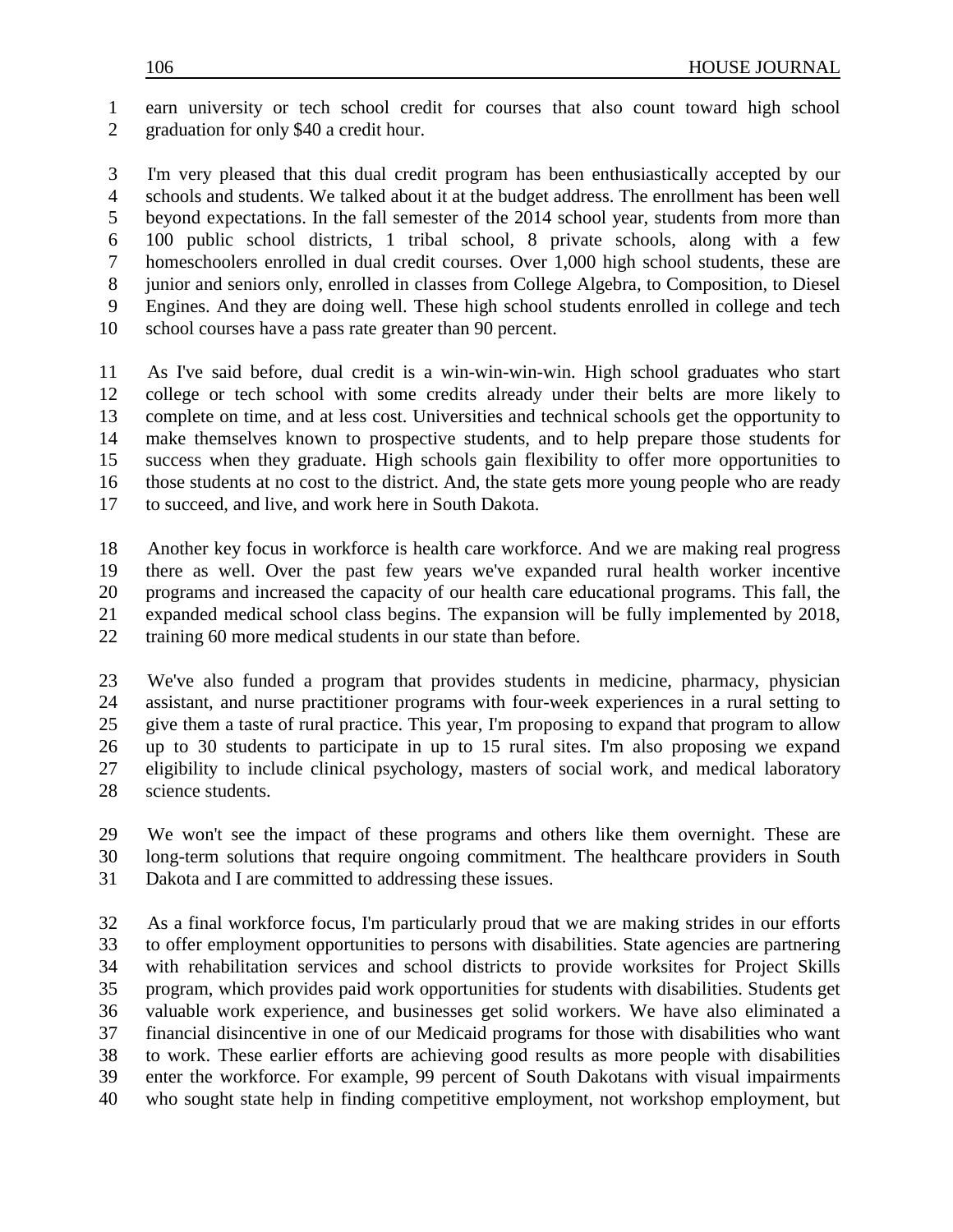earn university or tech school credit for courses that also count toward high school graduation for only $40 a credit hour.

I'm very pleased that this dual credit program has been enthusiastically accepted by our schools and students. We talked about it at the budget address. The enrollment has been well beyond expectations. In the fall semester of the 2014 school year, students from more than 100 public school districts, 1 tribal school, 8 private schools, along with a few homeschoolers enrolled in dual credit courses. Over 1,000 high school students, these are junior and seniors only, enrolled in classes from College Algebra, to Composition, to Diesel Engines. And they are doing well. These high school students enrolled in college and tech school courses have a pass rate greater than 90 percent.

As I've said before, dual credit is a win-win-win-win. High school graduates who start college or tech school with some credits already under their belts are more likely to complete on time, and at less cost. Universities and technical schools get the opportunity to make themselves known to prospective students, and to help prepare those students for success when they graduate. High schools gain flexibility to offer more opportunities to those students at no cost to the district. And, the state gets more young people who are ready to succeed, and live, and work here in South Dakota.

Another key focus in workforce is health care workforce. And we are making real progress there as well. Over the past few years we've expanded rural health worker incentive programs and increased the capacity of our health care educational programs. This fall, the expanded medical school class begins. The expansion will be fully implemented by 2018, training 60 more medical students in our state than before.

We've also funded a program that provides students in medicine, pharmacy, physician assistant, and nurse practitioner programs with four-week experiences in a rural setting to give them a taste of rural practice. This year, I'm proposing to expand that program to allow up to 30 students to participate in up to 15 rural sites. I'm also proposing we expand eligibility to include clinical psychology, masters of social work, and medical laboratory science students.

We won't see the impact of these programs and others like them overnight. These are long-term solutions that require ongoing commitment. The healthcare providers in South Dakota and I are committed to addressing these issues.

As a final workforce focus, I'm particularly proud that we are making strides in our efforts to offer employment opportunities to persons with disabilities. State agencies are partnering with rehabilitation services and school districts to provide worksites for Project Skills program, which provides paid work opportunities for students with disabilities. Students get valuable work experience, and businesses get solid workers. We have also eliminated a financial disincentive in one of our Medicaid programs for those with disabilities who want to work. These earlier efforts are achieving good results as more people with disabilities enter the workforce. For example, 99 percent of South Dakotans with visual impairments who sought state help in finding competitive employment, not workshop employment, but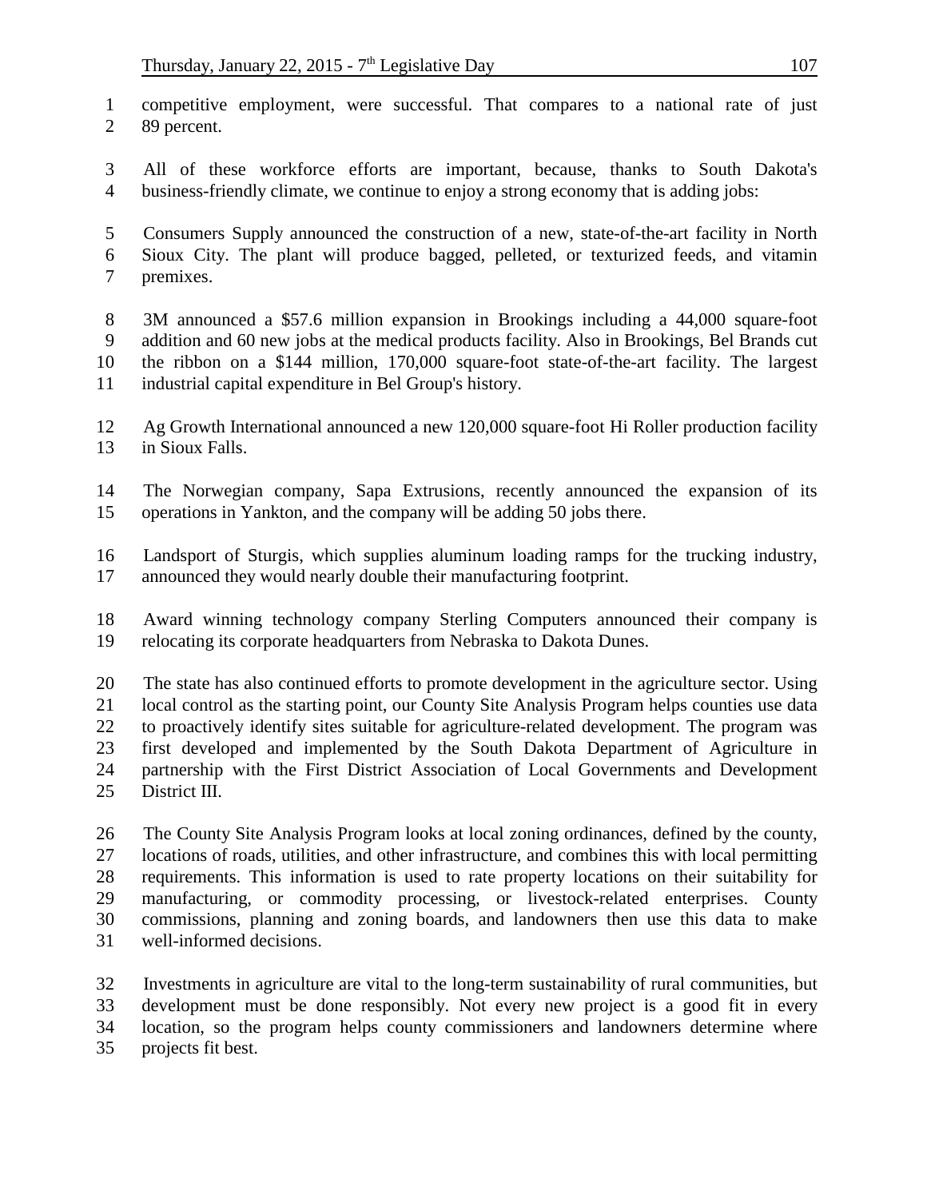competitive employment, were successful. That compares to a national rate of just 89 percent.

All of these workforce efforts are important, because, thanks to South Dakota's business-friendly climate, we continue to enjoy a strong economy that is adding jobs:

Consumers Supply announced the construction of a new, state-of-the-art facility in North Sioux City. The plant will produce bagged, pelleted, or texturized feeds, and vitamin premixes.

3M announced a $57.6 million expansion in Brookings including a 44,000 square-foot addition and 60 new jobs at the medical products facility. Also in Brookings, Bel Brands cut the ribbon on a $144 million, 170,000 square-foot state-of-the-art facility. The largest industrial capital expenditure in Bel Group's history.

Ag Growth International announced a new 120,000 square-foot Hi Roller production facility in Sioux Falls.

The Norwegian company, Sapa Extrusions, recently announced the expansion of its operations in Yankton, and the company will be adding 50 jobs there.

Landsport of Sturgis, which supplies aluminum loading ramps for the trucking industry, announced they would nearly double their manufacturing footprint.

Award winning technology company Sterling Computers announced their company is relocating its corporate headquarters from Nebraska to Dakota Dunes.

The state has also continued efforts to promote development in the agriculture sector. Using local control as the starting point, our County Site Analysis Program helps counties use data to proactively identify sites suitable for agriculture-related development. The program was first developed and implemented by the South Dakota Department of Agriculture in partnership with the First District Association of Local Governments and Development District III.

The County Site Analysis Program looks at local zoning ordinances, defined by the county, locations of roads, utilities, and other infrastructure, and combines this with local permitting requirements. This information is used to rate property locations on their suitability for manufacturing, or commodity processing, or livestock-related enterprises. County commissions, planning and zoning boards, and landowners then use this data to make well-informed decisions.

Investments in agriculture are vital to the long-term sustainability of rural communities, but development must be done responsibly. Not every new project is a good fit in every location, so the program helps county commissioners and landowners determine where projects fit best.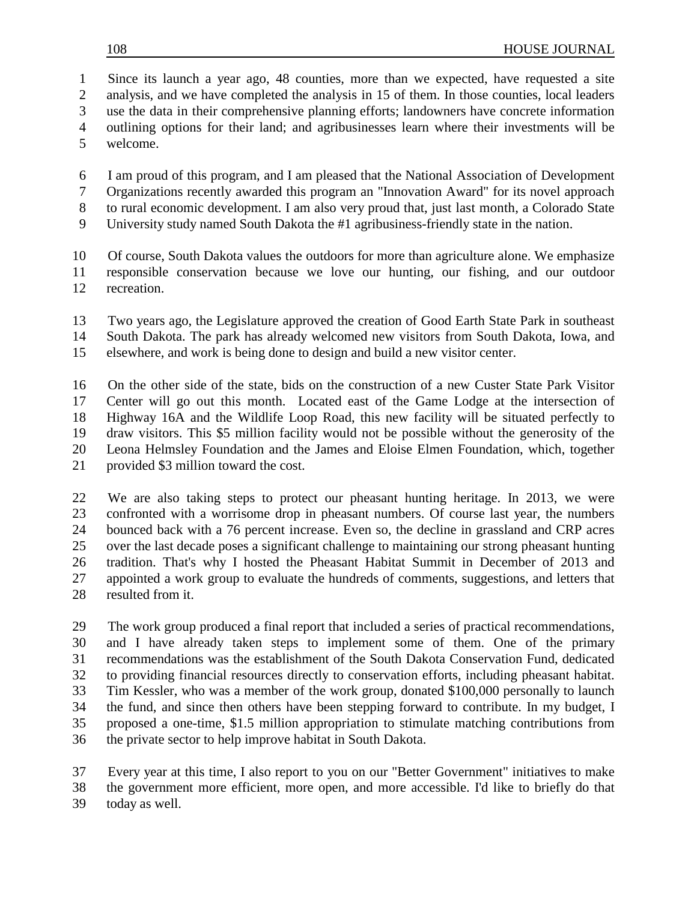Since its launch a year ago, 48 counties, more than we expected, have requested a site analysis, and we have completed the analysis in 15 of them. In those counties, local leaders use the data in their comprehensive planning efforts; landowners have concrete information outlining options for their land; and agribusinesses learn where their investments will be welcome.

I am proud of this program, and I am pleased that the National Association of Development Organizations recently awarded this program an "Innovation Award" for its novel approach to rural economic development. I am also very proud that, just last month, a Colorado State University study named South Dakota the #1 agribusiness-friendly state in the nation.

Of course, South Dakota values the outdoors for more than agriculture alone. We emphasize responsible conservation because we love our hunting, our fishing, and our outdoor recreation.

Two years ago, the Legislature approved the creation of Good Earth State Park in southeast South Dakota. The park has already welcomed new visitors from South Dakota, Iowa, and elsewhere, and work is being done to design and build a new visitor center.

On the other side of the state, bids on the construction of a new Custer State Park Visitor Center will go out this month. Located east of the Game Lodge at the intersection of Highway 16A and the Wildlife Loop Road, this new facility will be situated perfectly to draw visitors. This $5 million facility would not be possible without the generosity of the Leona Helmsley Foundation and the James and Eloise Elmen Foundation, which, together provided $3 million toward the cost.

We are also taking steps to protect our pheasant hunting heritage. In 2013, we were confronted with a worrisome drop in pheasant numbers. Of course last year, the numbers bounced back with a 76 percent increase. Even so, the decline in grassland and CRP acres over the last decade poses a significant challenge to maintaining our strong pheasant hunting tradition. That's why I hosted the Pheasant Habitat Summit in December of 2013 and appointed a work group to evaluate the hundreds of comments, suggestions, and letters that resulted from it.

The work group produced a final report that included a series of practical recommendations, and I have already taken steps to implement some of them. One of the primary recommendations was the establishment of the South Dakota Conservation Fund, dedicated to providing financial resources directly to conservation efforts, including pheasant habitat. Tim Kessler, who was a member of the work group, donated $100,000 personally to launch the fund, and since then others have been stepping forward to contribute. In my budget, I proposed a one-time, $1.5 million appropriation to stimulate matching contributions from the private sector to help improve habitat in South Dakota.

Every year at this time, I also report to you on our "Better Government" initiatives to make the government more efficient, more open, and more accessible. I'd like to briefly do that today as well.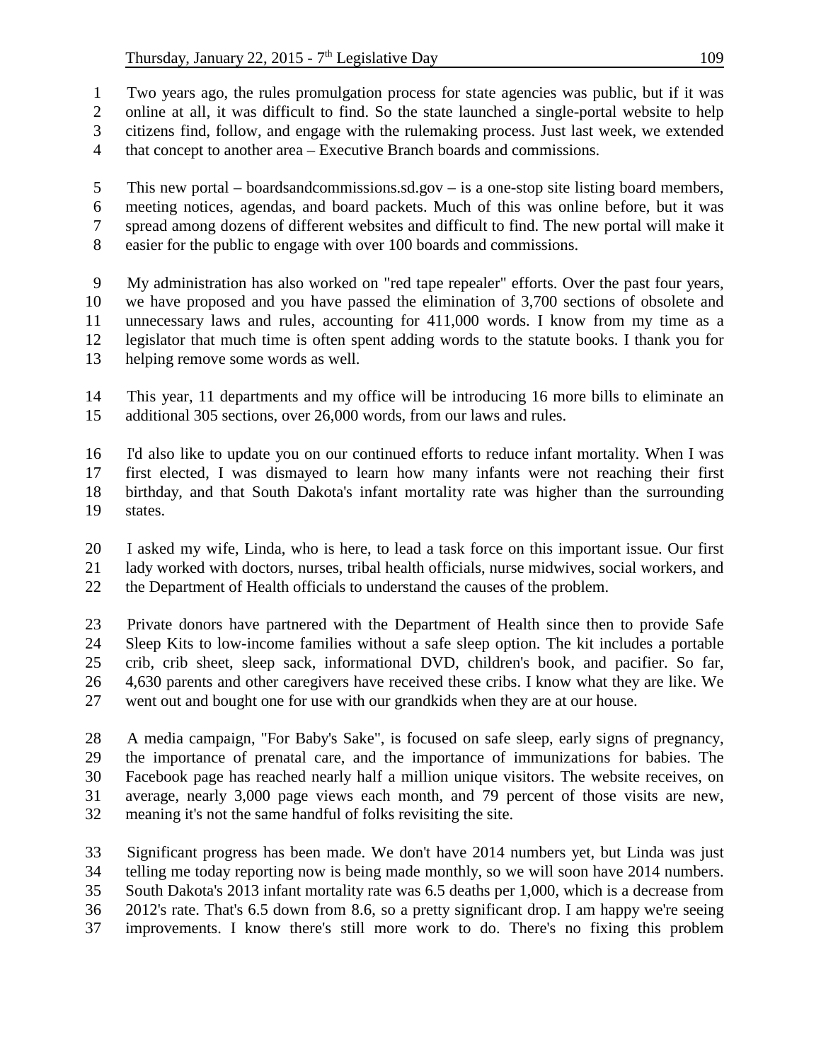Two years ago, the rules promulgation process for state agencies was public, but if it was online at all, it was difficult to find. So the state launched a single-portal website to help citizens find, follow, and engage with the rulemaking process. Just last week, we extended that concept to another area – Executive Branch boards and commissions.

This new portal – boardsandcommissions.sd.gov – is a one-stop site listing board members, meeting notices, agendas, and board packets. Much of this was online before, but it was spread among dozens of different websites and difficult to find. The new portal will make it easier for the public to engage with over 100 boards and commissions.

My administration has also worked on "red tape repealer" efforts. Over the past four years, we have proposed and you have passed the elimination of 3,700 sections of obsolete and unnecessary laws and rules, accounting for 411,000 words. I know from my time as a legislator that much time is often spent adding words to the statute books. I thank you for helping remove some words as well.

This year, 11 departments and my office will be introducing 16 more bills to eliminate an additional 305 sections, over 26,000 words, from our laws and rules.

I'd also like to update you on our continued efforts to reduce infant mortality. When I was first elected, I was dismayed to learn how many infants were not reaching their first birthday, and that South Dakota's infant mortality rate was higher than the surrounding states.

I asked my wife, Linda, who is here, to lead a task force on this important issue. Our first lady worked with doctors, nurses, tribal health officials, nurse midwives, social workers, and the Department of Health officials to understand the causes of the problem.

Private donors have partnered with the Department of Health since then to provide Safe Sleep Kits to low-income families without a safe sleep option. The kit includes a portable crib, crib sheet, sleep sack, informational DVD, children's book, and pacifier. So far, 4,630 parents and other caregivers have received these cribs. I know what they are like. We went out and bought one for use with our grandkids when they are at our house.

A media campaign, "For Baby's Sake", is focused on safe sleep, early signs of pregnancy, the importance of prenatal care, and the importance of immunizations for babies. The Facebook page has reached nearly half a million unique visitors. The website receives, on average, nearly 3,000 page views each month, and 79 percent of those visits are new, meaning it's not the same handful of folks revisiting the site.

Significant progress has been made. We don't have 2014 numbers yet, but Linda was just telling me today reporting now is being made monthly, so we will soon have 2014 numbers. South Dakota's 2013 infant mortality rate was 6.5 deaths per 1,000, which is a decrease from 2012's rate. That's 6.5 down from 8.6, so a pretty significant drop. I am happy we're seeing improvements. I know there's still more work to do. There's no fixing this problem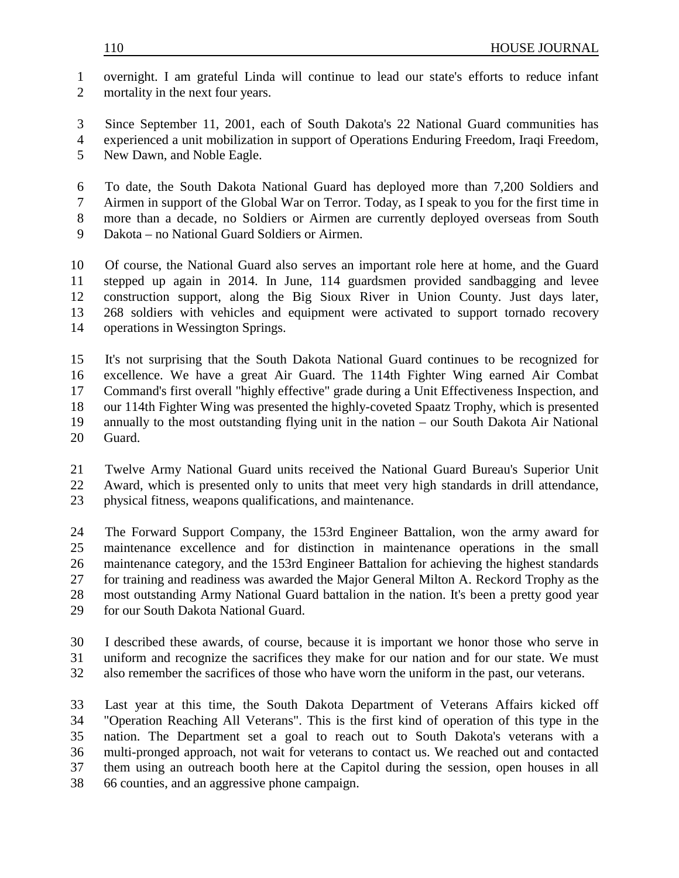overnight. I am grateful Linda will continue to lead our state's efforts to reduce infant mortality in the next four years.

Since September 11, 2001, each of South Dakota's 22 National Guard communities has experienced a unit mobilization in support of Operations Enduring Freedom, Iraqi Freedom, New Dawn, and Noble Eagle.

To date, the South Dakota National Guard has deployed more than 7,200 Soldiers and Airmen in support of the Global War on Terror. Today, as I speak to you for the first time in more than a decade, no Soldiers or Airmen are currently deployed overseas from South Dakota – no National Guard Soldiers or Airmen.

Of course, the National Guard also serves an important role here at home, and the Guard stepped up again in 2014. In June, 114 guardsmen provided sandbagging and levee construction support, along the Big Sioux River in Union County. Just days later, 268 soldiers with vehicles and equipment were activated to support tornado recovery operations in Wessington Springs.

It's not surprising that the South Dakota National Guard continues to be recognized for excellence. We have a great Air Guard. The 114th Fighter Wing earned Air Combat Command's first overall "highly effective" grade during a Unit Effectiveness Inspection, and our 114th Fighter Wing was presented the highly-coveted Spaatz Trophy, which is presented annually to the most outstanding flying unit in the nation – our South Dakota Air National Guard.

Twelve Army National Guard units received the National Guard Bureau's Superior Unit Award, which is presented only to units that meet very high standards in drill attendance, physical fitness, weapons qualifications, and maintenance.

The Forward Support Company, the 153rd Engineer Battalion, won the army award for maintenance excellence and for distinction in maintenance operations in the small maintenance category, and the 153rd Engineer Battalion for achieving the highest standards for training and readiness was awarded the Major General Milton A. Reckord Trophy as the most outstanding Army National Guard battalion in the nation. It's been a pretty good year for our South Dakota National Guard.

I described these awards, of course, because it is important we honor those who serve in uniform and recognize the sacrifices they make for our nation and for our state. We must also remember the sacrifices of those who have worn the uniform in the past, our veterans.

Last year at this time, the South Dakota Department of Veterans Affairs kicked off "Operation Reaching All Veterans". This is the first kind of operation of this type in the nation. The Department set a goal to reach out to South Dakota's veterans with a multi-pronged approach, not wait for veterans to contact us. We reached out and contacted them using an outreach booth here at the Capitol during the session, open houses in all 66 counties, and an aggressive phone campaign.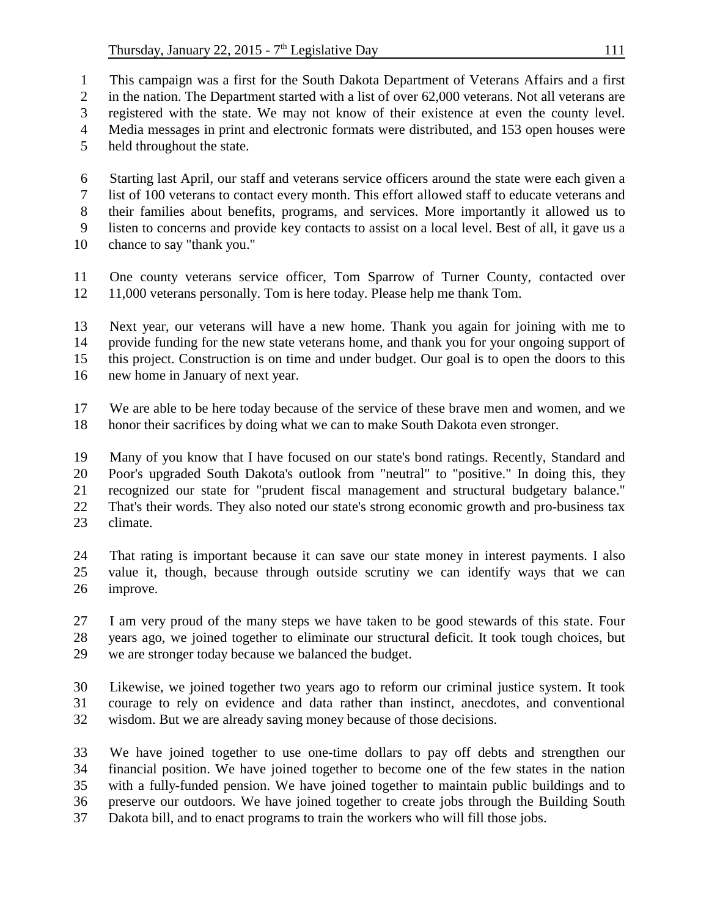This campaign was a first for the South Dakota Department of Veterans Affairs and a first in the nation. The Department started with a list of over 62,000 veterans. Not all veterans are registered with the state. We may not know of their existence at even the county level. Media messages in print and electronic formats were distributed, and 153 open houses were held throughout the state.

Starting last April, our staff and veterans service officers around the state were each given a list of 100 veterans to contact every month. This effort allowed staff to educate veterans and their families about benefits, programs, and services. More importantly it allowed us to listen to concerns and provide key contacts to assist on a local level. Best of all, it gave us a chance to say "thank you."

One county veterans service officer, Tom Sparrow of Turner County, contacted over 11,000 veterans personally. Tom is here today. Please help me thank Tom.

Next year, our veterans will have a new home. Thank you again for joining with me to provide funding for the new state veterans home, and thank you for your ongoing support of this project. Construction is on time and under budget. Our goal is to open the doors to this new home in January of next year.

We are able to be here today because of the service of these brave men and women, and we honor their sacrifices by doing what we can to make South Dakota even stronger.

Many of you know that I have focused on our state's bond ratings. Recently, Standard and Poor's upgraded South Dakota's outlook from "neutral" to "positive." In doing this, they recognized our state for "prudent fiscal management and structural budgetary balance." That's their words. They also noted our state's strong economic growth and pro-business tax climate.

That rating is important because it can save our state money in interest payments. I also value it, though, because through outside scrutiny we can identify ways that we can improve.

I am very proud of the many steps we have taken to be good stewards of this state. Four years ago, we joined together to eliminate our structural deficit. It took tough choices, but we are stronger today because we balanced the budget.

Likewise, we joined together two years ago to reform our criminal justice system. It took courage to rely on evidence and data rather than instinct, anecdotes, and conventional wisdom. But we are already saving money because of those decisions.

We have joined together to use one-time dollars to pay off debts and strengthen our financial position. We have joined together to become one of the few states in the nation with a fully-funded pension. We have joined together to maintain public buildings and to preserve our outdoors. We have joined together to create jobs through the Building South Dakota bill, and to enact programs to train the workers who will fill those jobs.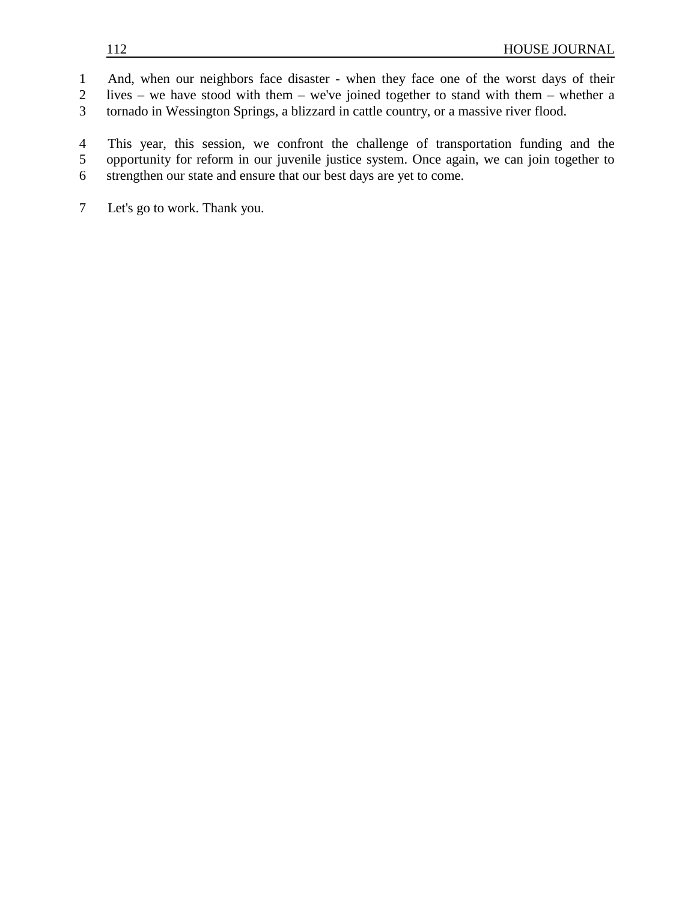And, when our neighbors face disaster - when they face one of the worst days of their lives – we have stood with them – we've joined together to stand with them – whether a tornado in Wessington Springs, a blizzard in cattle country, or a massive river flood.

This year, this session, we confront the challenge of transportation funding and the opportunity for reform in our juvenile justice system. Once again, we can join together to strengthen our state and ensure that our best days are yet to come.

Let's go to work. Thank you.